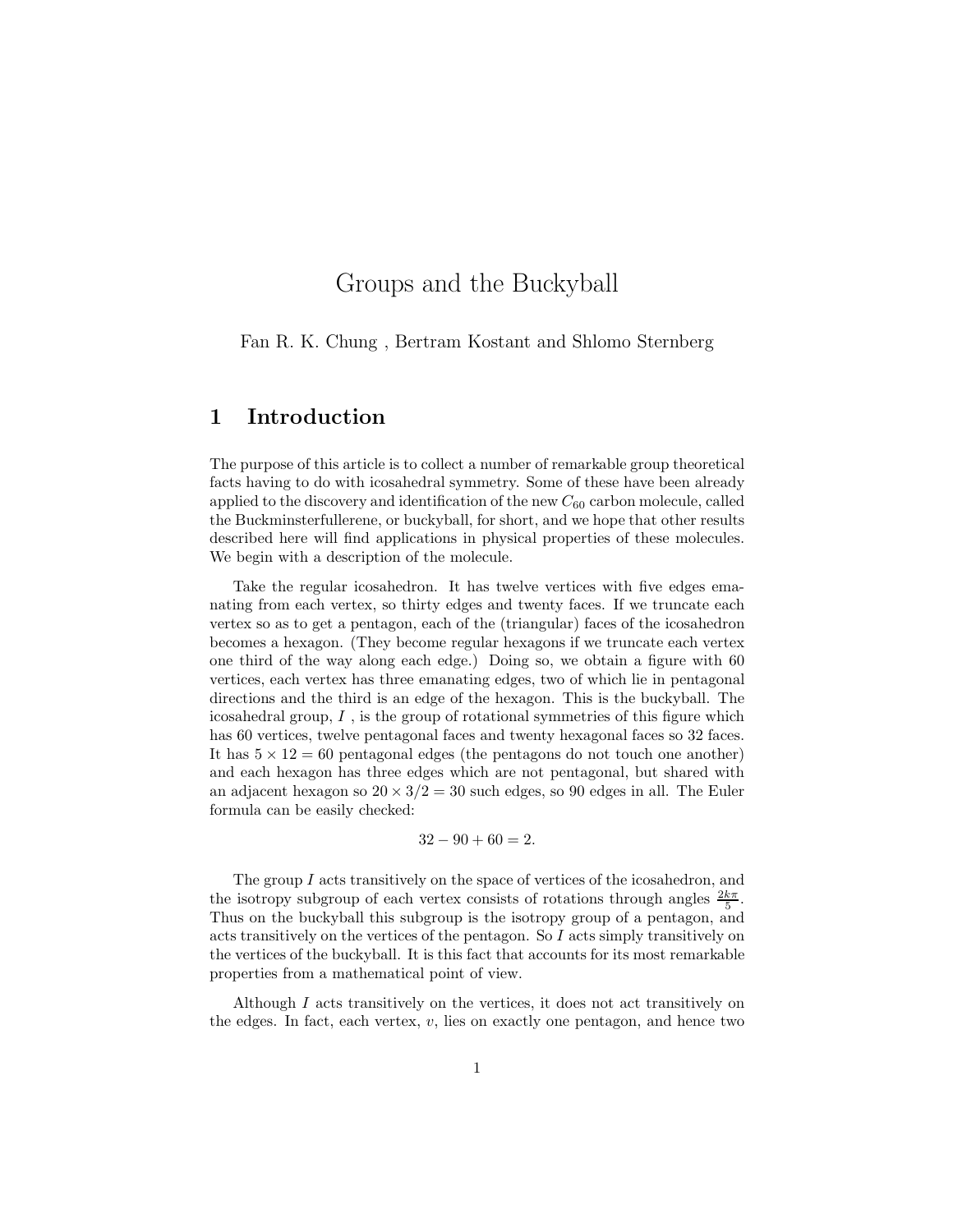# Groups and the Buckyball

Fan R. K. Chung , Bertram Kostant and Shlomo Sternberg

## 1 Introduction

The purpose of this article is to collect a number of remarkable group theoretical facts having to do with icosahedral symmetry. Some of these have been already applied to the discovery and identification of the new $C_{60}$ carbon molecule, called the Buckminsterfullerene, or buckyball, for short, and we hope that other results described here will find applications in physical properties of these molecules. We begin with a description of the molecule.

Take the regular icosahedron. It has twelve vertices with five edges emanating from each vertex, so thirty edges and twenty faces. If we truncate each vertex so as to get a pentagon, each of the (triangular) faces of the icosahedron becomes a hexagon. (They become regular hexagons if we truncate each vertex one third of the way along each edge.) Doing so, we obtain a figure with 60 vertices, each vertex has three emanating edges, two of which lie in pentagonal directions and the third is an edge of the hexagon. This is the buckyball. The icosahedral group, $I$ , is the group of rotational symmetries of this figure which has 60 vertices, twelve pentagonal faces and twenty hexagonal faces so 32 faces. It has $5 \times 12 = 60$ pentagonal edges (the pentagons do not touch one another) and each hexagon has three edges which are not pentagonal, but shared with an adjacent hexagon so $20 \times 3/2 = 30$ such edges, so 90 edges in all. The Euler formula can be easily checked:

$$32 - 90 + 60 = 2.$$

The group $I$ acts transitively on the space of vertices of the icosahedron, and the isotropy subgroup of each vertex consists of rotations through angles $\frac{2k\pi}{5}$. Thus on the buckyball this subgroup is the isotropy group of a pentagon, and acts transitively on the vertices of the pentagon. So $I$ acts simply transitively on the vertices of the buckyball. It is this fact that accounts for its most remarkable properties from a mathematical point of view.

Although $I$ acts transitively on the vertices, it does not act transitively on the edges. In fact, each vertex, $v$, lies on exactly one pentagon, and hence two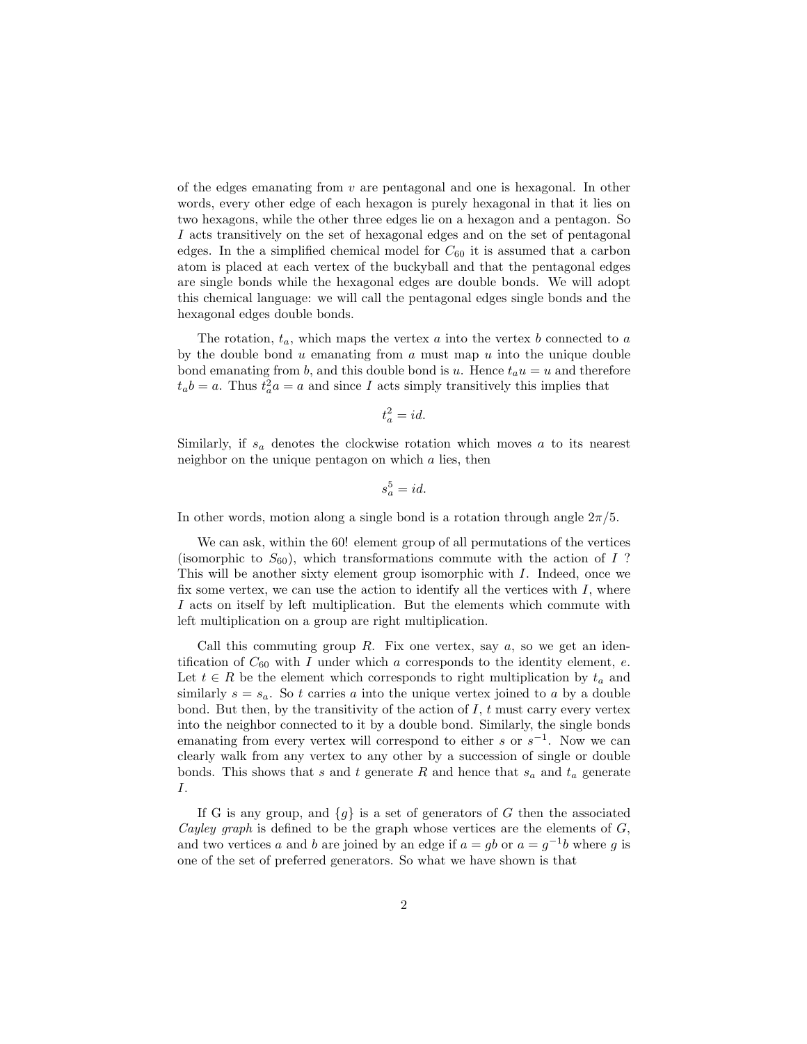of the edges emanating from $v$ are pentagonal and one is hexagonal. In other words, every other edge of each hexagon is purely hexagonal in that it lies on two hexagons, while the other three edges lie on a hexagon and a pentagon. So $I$ acts transitively on the set of hexagonal edges and on the set of pentagonal edges. In the a simplified chemical model for $C_{60}$ it is assumed that a carbon atom is placed at each vertex of the buckyball and that the pentagonal edges are single bonds while the hexagonal edges are double bonds. We will adopt this chemical language: we will call the pentagonal edges single bonds and the hexagonal edges double bonds.

The rotation, $t_a$, which maps the vertex $a$ into the vertex $b$ connected to $a$ by the double bond $u$ emanating from $a$ must map $u$ into the unique double bond emanating from $b$, and this double bond is $u$. Hence $t_a u = u$ and therefore $t_a b = a$. Thus $t_a^2 a = a$ and since $I$ acts simply transitively this implies that

$$t_a^2 = id.$$

Similarly, if $s_a$ denotes the clockwise rotation which moves $a$ to its nearest neighbor on the unique pentagon on which $a$ lies, then

$$s_a^5 = id.$$

In other words, motion along a single bond is a rotation through angle $2\pi/5$.

We can ask, within the $60!$ element group of all permutations of the vertices (isomorphic to $S_{60}$), which transformations commute with the action of $I$ ? This will be another sixty element group isomorphic with $I$. Indeed, once we fix some vertex, we can use the action to identify all the vertices with $I$, where $I$ acts on itself by left multiplication. But the elements which commute with left multiplication on a group are right multiplication.

Call this commuting group $R$. Fix one vertex, say $a$, so we get an identification of $C_{60}$ with $I$ under which $a$ corresponds to the identity element, $e$. Let $t \in R$ be the element which corresponds to right multiplication by $t_a$ and similarly $s = s_a$. So $t$ carries $a$ into the unique vertex joined to $a$ by a double bond. But then, by the transitivity of the action of $I$, $t$ must carry every vertex into the neighbor connected to it by a double bond. Similarly, the single bonds emanating from every vertex will correspond to either $s$ or $s^{-1}$. Now we can clearly walk from any vertex to any other by a succession of single or double bonds. This shows that $s$ and $t$ generate $R$ and hence that $s_a$ and $t_a$ generate $I$.

If G is any group, and $\{g\}$ is a set of generators of $G$ then the associated *Cayley graph* is defined to be the graph whose vertices are the elements of $G$, and two vertices $a$ and $b$ are joined by an edge if $a = gb$ or $a = g^{-1}b$ where $g$ is one of the set of preferred generators. So what we have shown is that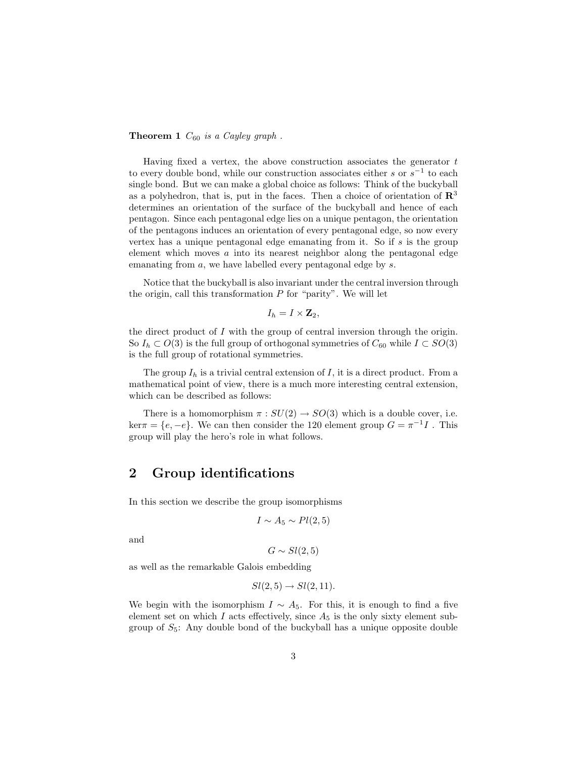**Theorem 1** *$C_{60}$ is a Cayley graph .*

Having fixed a vertex, the above construction associates the generator $t$ to every double bond, while our construction associates either $s$ or $s^{-1}$ to each single bond. But we can make a global choice as follows: Think of the buckyball as a polyhedron, that is, put in the faces. Then a choice of orientation of $\mathbf{R}^3$ determines an orientation of the surface of the buckyball and hence of each pentagon. Since each pentagonal edge lies on a unique pentagon, the orientation of the pentagons induces an orientation of every pentagonal edge, so now every vertex has a unique pentagonal edge emanating from it. So if $s$ is the group element which moves $a$ into its nearest neighbor along the pentagonal edge emanating from $a$, we have labelled every pentagonal edge by $s$.

Notice that the buckyball is also invariant under the central inversion through the origin, call this transformation $P$ for "parity". We will let

$$I_h = I \times \mathbf{Z}_2,$$

the direct product of $I$ with the group of central inversion through the origin. So $I_h \subset O(3)$ is the full group of orthogonal symmetries of $C_{60}$ while $I \subset SO(3)$ is the full group of rotational symmetries.

The group $I_h$ is a trivial central extension of $I$, it is a direct product. From a mathematical point of view, there is a much more interesting central extension, which can be described as follows:

There is a homomorphism $\pi : SU(2) \to SO(3)$ which is a double cover, i.e. $\ker\pi = \{e, -e\}$. We can then consider the 120 element group $G = \pi^{-1}I$ . This group will play the hero's role in what follows.

## 2 Group identifications

In this section we describe the group isomorphisms

$$I \sim A_5 \sim Pl(2, 5)$$

and

$$G \sim Sl(2, 5)$$

as well as the remarkable Galois embedding

$$Sl(2, 5) \to Sl(2, 11).$$

We begin with the isomorphism $I \sim A_5$. For this, it is enough to find a five element set on which $I$ acts effectively, since $A_5$ is the only sixty element subgroup of $S_5$: Any double bond of the buckyball has a unique opposite double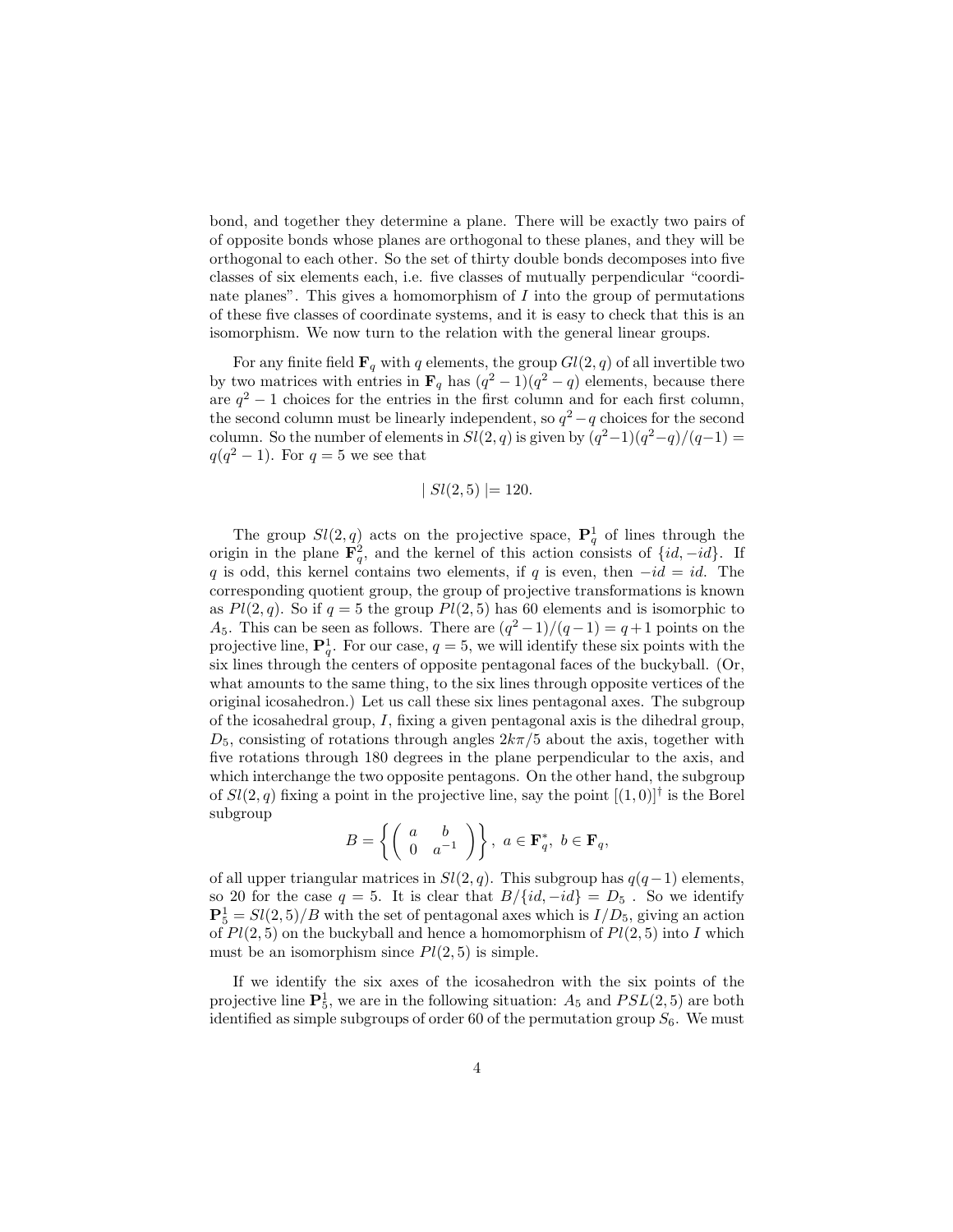bond, and together they determine a plane. There will be exactly two pairs of of opposite bonds whose planes are orthogonal to these planes, and they will be orthogonal to each other. So the set of thirty double bonds decomposes into five classes of six elements each, i.e. five classes of mutually perpendicular "coordinate planes". This gives a homomorphism of $I$ into the group of permutations of these five classes of coordinate systems, and it is easy to check that this is an isomorphism. We now turn to the relation with the general linear groups.

For any finite field $\mathbf{F}_q$ with $q$ elements, the group $Gl(2,q)$ of all invertible two by two matrices with entries in $\mathbf{F}_q$ has $(q^2-1)(q^2-q)$ elements, because there are $q^2-1$ choices for the entries in the first column and for each first column, the second column must be linearly independent, so $q^2-q$ choices for the second column. So the number of elements in $Sl(2,q)$ is given by $(q^2-1)(q^2-q)/(q-1) = q(q^2-1)$. For $q=5$ we see that

$$\mid Sl(2,5) \mid = 120.$$

The group $Sl(2,q)$ acts on the projective space, $\mathbf{P}^1_q$ of lines through the origin in the plane $\mathbf{F}^2_q$, and the kernel of this action consists of $\{id, -id\}$. If $q$ is odd, this kernel contains two elements, if $q$ is even, then $-id = id$. The corresponding quotient group, the group of projective transformations is known as $Pl(2,q)$. So if $q=5$ the group $Pl(2,5)$ has 60 elements and is isomorphic to $A_5$. This can be seen as follows. There are $(q^2-1)/(q-1) = q+1$ points on the projective line, $\mathbf{P}^1_q$. For our case, $q=5$, we will identify these six points with the six lines through the centers of opposite pentagonal faces of the buckyball. (Or, what amounts to the same thing, to the six lines through opposite vertices of the original icosahedron.) Let us call these six lines pentagonal axes. The subgroup of the icosahedral group, $I$, fixing a given pentagonal axis is the dihedral group, $D_5$, consisting of rotations through angles $2k\pi/5$ about the axis, together with five rotations through 180 degrees in the plane perpendicular to the axis, and which interchange the two opposite pentagons. On the other hand, the subgroup of $Sl(2,q)$ fixing a point in the projective line, say the point $[(1,0)]^\dagger$ is the Borel subgroup

$$B = \left\{ \begin{pmatrix} a & b \\ 0 & a^{-1} \end{pmatrix} \right\},\ a \in \mathbf{F}^*_q,\ b \in \mathbf{F}_q,$$

of all upper triangular matrices in $Sl(2,q)$. This subgroup has $q(q-1)$ elements, so 20 for the case $q=5$. It is clear that $B/\{id,-id\} = D_5$ . So we identify $\mathbf{P}^1_5 = Sl(2,5)/B$ with the set of pentagonal axes which is $I/D_5$, giving an action of $Pl(2,5)$ on the buckyball and hence a homomorphism of $Pl(2,5)$ into $I$ which must be an isomorphism since $Pl(2,5)$ is simple.

If we identify the six axes of the icosahedron with the six points of the projective line $\mathbf{P}^1_5$, we are in the following situation: $A_5$ and $PSL(2,5)$ are both identified as simple subgroups of order 60 of the permutation group $S_6$. We must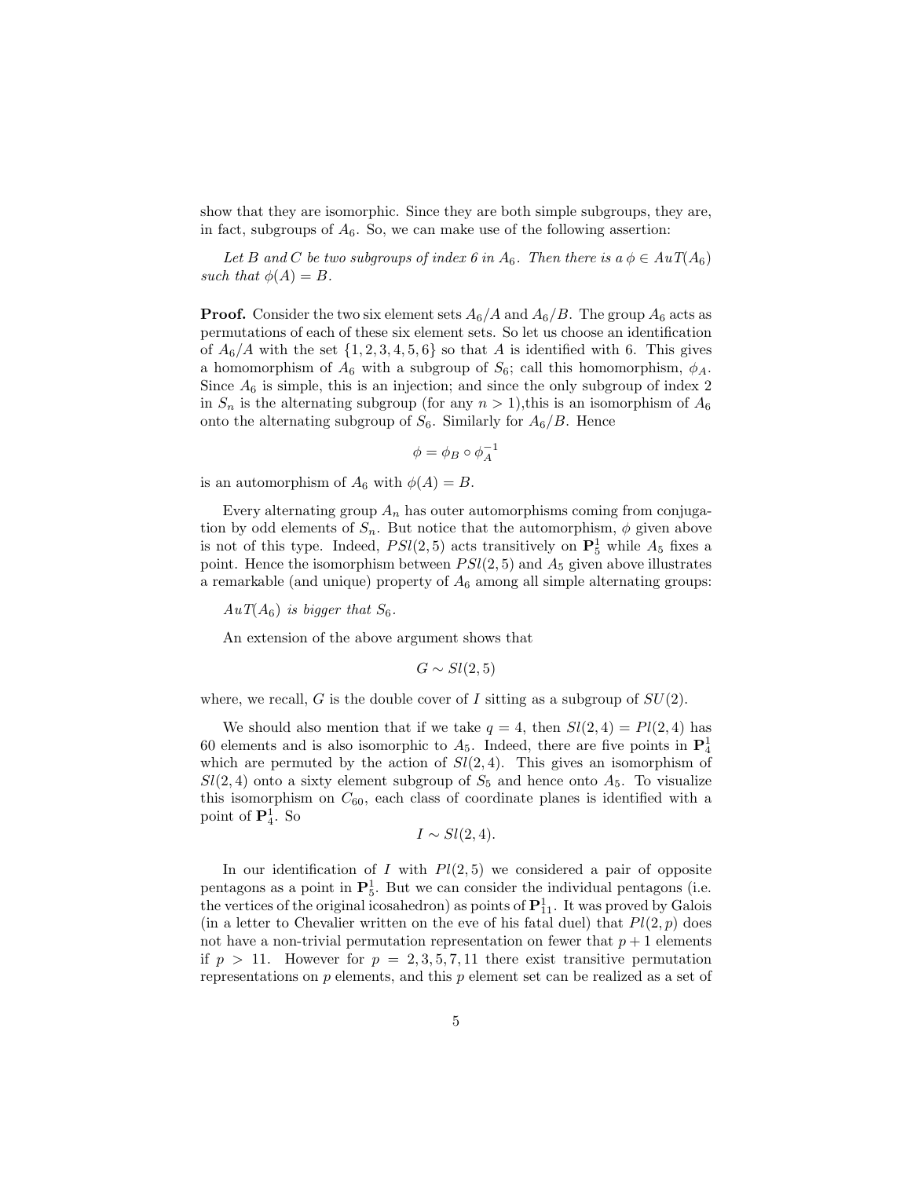show that they are isomorphic. Since they are both simple subgroups, they are, in fact, subgroups of $A_6$. So, we can make use of the following assertion:

*Let $B$ and $C$ be two subgroups of index 6 in $A_6$. Then there is a $\phi \in AuT(A_6)$ such that $\phi(A) = B$.*

**Proof.** Consider the two six element sets $A_6/A$ and $A_6/B$. The group $A_6$ acts as permutations of each of these six element sets. So let us choose an identification of $A_6/A$ with the set $\{1, 2, 3, 4, 5, 6\}$ so that $A$ is identified with 6. This gives a homomorphism of $A_6$ with a subgroup of $S_6$; call this homomorphism, $\phi_A$. Since $A_6$ is simple, this is an injection; and since the only subgroup of index 2 in $S_n$ is the alternating subgroup (for any $n > 1$),this is an isomorphism of $A_6$ onto the alternating subgroup of $S_6$. Similarly for $A_6/B$. Hence

$$\phi = \phi_B \circ \phi_A^{-1}$$

is an automorphism of $A_6$ with $\phi(A) = B$.

Every alternating group $A_n$ has outer automorphisms coming from conjugation by odd elements of $S_n$. But notice that the automorphism, $\phi$ given above is not of this type. Indeed, $PSl(2, 5)$ acts transitively on $\mathbf{P}_5^1$ while $A_5$ fixes a point. Hence the isomorphism between $PSl(2, 5)$ and $A_5$ given above illustrates a remarkable (and unique) property of $A_6$ among all simple alternating groups:

*$AuT(A_6)$ is bigger that $S_6$.*

An extension of the above argument shows that

$$G \sim Sl(2, 5)$$

where, we recall, $G$ is the double cover of $I$ sitting as a subgroup of $SU(2)$.

We should also mention that if we take $q = 4$, then $Sl(2, 4) = Pl(2, 4)$ has 60 elements and is also isomorphic to $A_5$. Indeed, there are five points in $\mathbf{P}_4^1$ which are permuted by the action of $Sl(2, 4)$. This gives an isomorphism of $Sl(2, 4)$ onto a sixty element subgroup of $S_5$ and hence onto $A_5$. To visualize this isomorphism on $C_{60}$, each class of coordinate planes is identified with a point of $\mathbf{P}_4^1$. So

$$I \sim Sl(2, 4).$$

In our identification of $I$ with $Pl(2, 5)$ we considered a pair of opposite pentagons as a point in $\mathbf{P}_5^1$. But we can consider the individual pentagons (i.e. the vertices of the original icosahedron) as points of $\mathbf{P}_{11}^1$. It was proved by Galois (in a letter to Chevalier written on the eve of his fatal duel) that $Pl(2, p)$ does not have a non-trivial permutation representation on fewer that $p + 1$ elements if $p > 11$. However for $p = 2, 3, 5, 7, 11$ there exist transitive permutation representations on $p$ elements, and this $p$ element set can be realized as a set of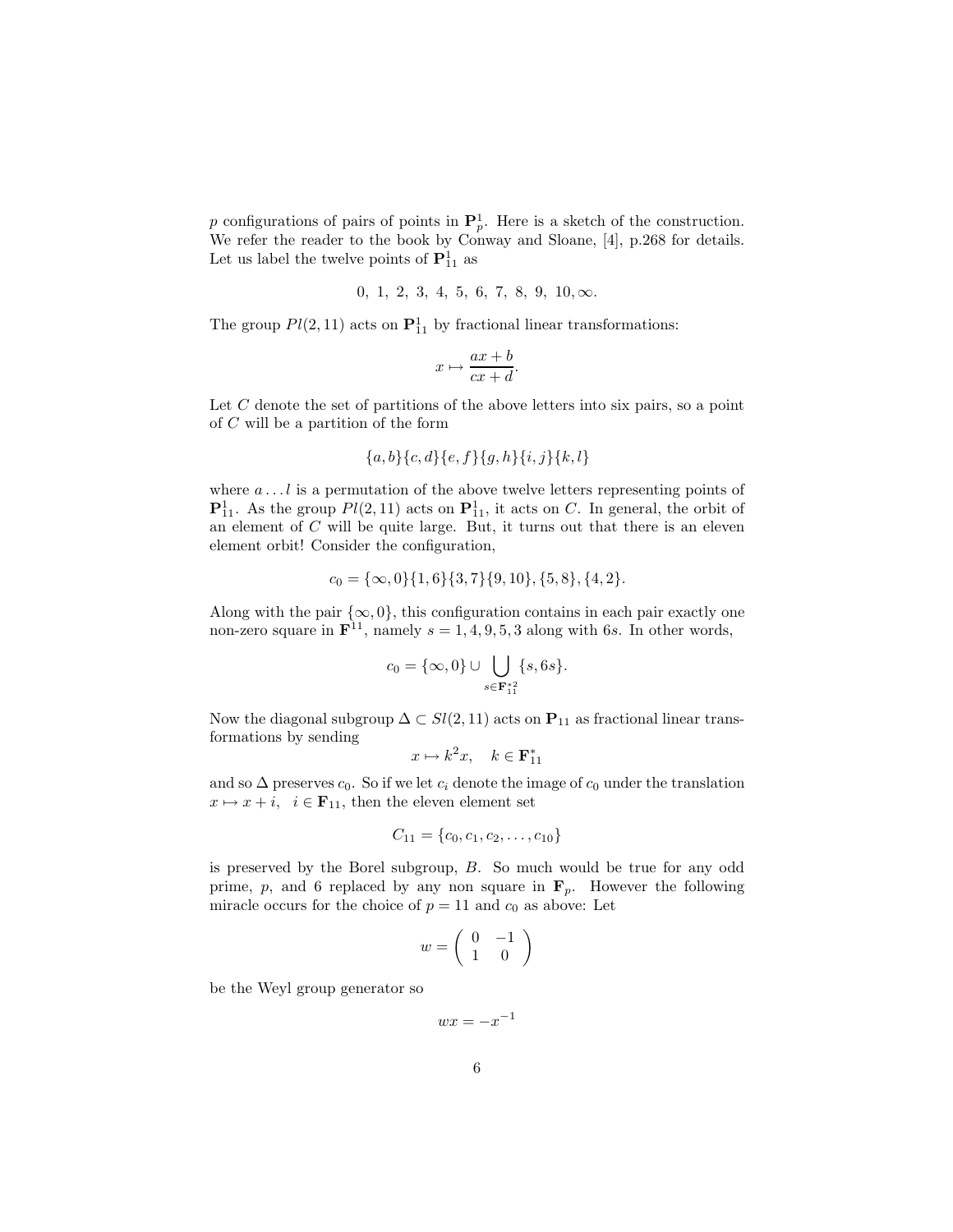$p$ configurations of pairs of points in $\mathbf{P}^1_p$. Here is a sketch of the construction. We refer the reader to the book by Conway and Sloane, [4], p.268 for details. Let us label the twelve points of $\mathbf{P}^1_{11}$ as

$$0,\ 1,\ 2,\ 3,\ 4,\ 5,\ 6,\ 7,\ 8,\ 9,\ 10, \infty.$$

The group $Pl(2, 11)$ acts on $\mathbf{P}^1_{11}$ by fractional linear transformations:

$$x \mapsto \frac{ax + b}{cx + d}.$$

Let $C$ denote the set of partitions of the above letters into six pairs, so a point of $C$ will be a partition of the form

$$\{a, b\}\{c, d\}\{e, f\}\{g, h\}\{i, j\}\{k, l\}$$

where $a \ldots l$ is a permutation of the above twelve letters representing points of $\mathbf{P}^1_{11}$. As the group $Pl(2, 11)$ acts on $\mathbf{P}^1_{11}$, it acts on $C$. In general, the orbit of an element of $C$ will be quite large. But, it turns out that there is an eleven element orbit! Consider the configuration,

$$c_0 = \{\infty, 0\}\{1, 6\}\{3, 7\}\{9, 10\}, \{5, 8\}, \{4, 2\}.$$

Along with the pair $\{\infty, 0\}$, this configuration contains in each pair exactly one non-zero square in $\mathbf{F}^{11}$, namely $s = 1, 4, 9, 5, 3$ along with $6s$. In other words,

$$c_0 = \{\infty, 0\} \cup \bigcup_{s \in \mathbf{F}^{*2}_{11}} \{s, 6s\}.$$

Now the diagonal subgroup $\Delta \subset Sl(2, 11)$ acts on $\mathbf{P}_{11}$ as fractional linear transformations by sending

$$x \mapsto k^2 x, \quad k \in \mathbf{F}^*_{11}$$

and so $\Delta$ preserves $c_0$. So if we let $c_i$ denote the image of $c_0$ under the translation $x \mapsto x + i$, $i \in \mathbf{F}_{11}$, then the eleven element set

$$C_{11} = \{c_0, c_1, c_2, \ldots, c_{10}\}$$

is preserved by the Borel subgroup, $B$. So much would be true for any odd prime, $p$, and 6 replaced by any non square in $\mathbf{F}_p$. However the following miracle occurs for the choice of $p = 11$ and $c_0$ as above: Let

$$w = \begin{pmatrix} 0 & -1 \\ 1 & 0 \end{pmatrix}$$

be the Weyl group generator so

$$wx = -x^{-1}$$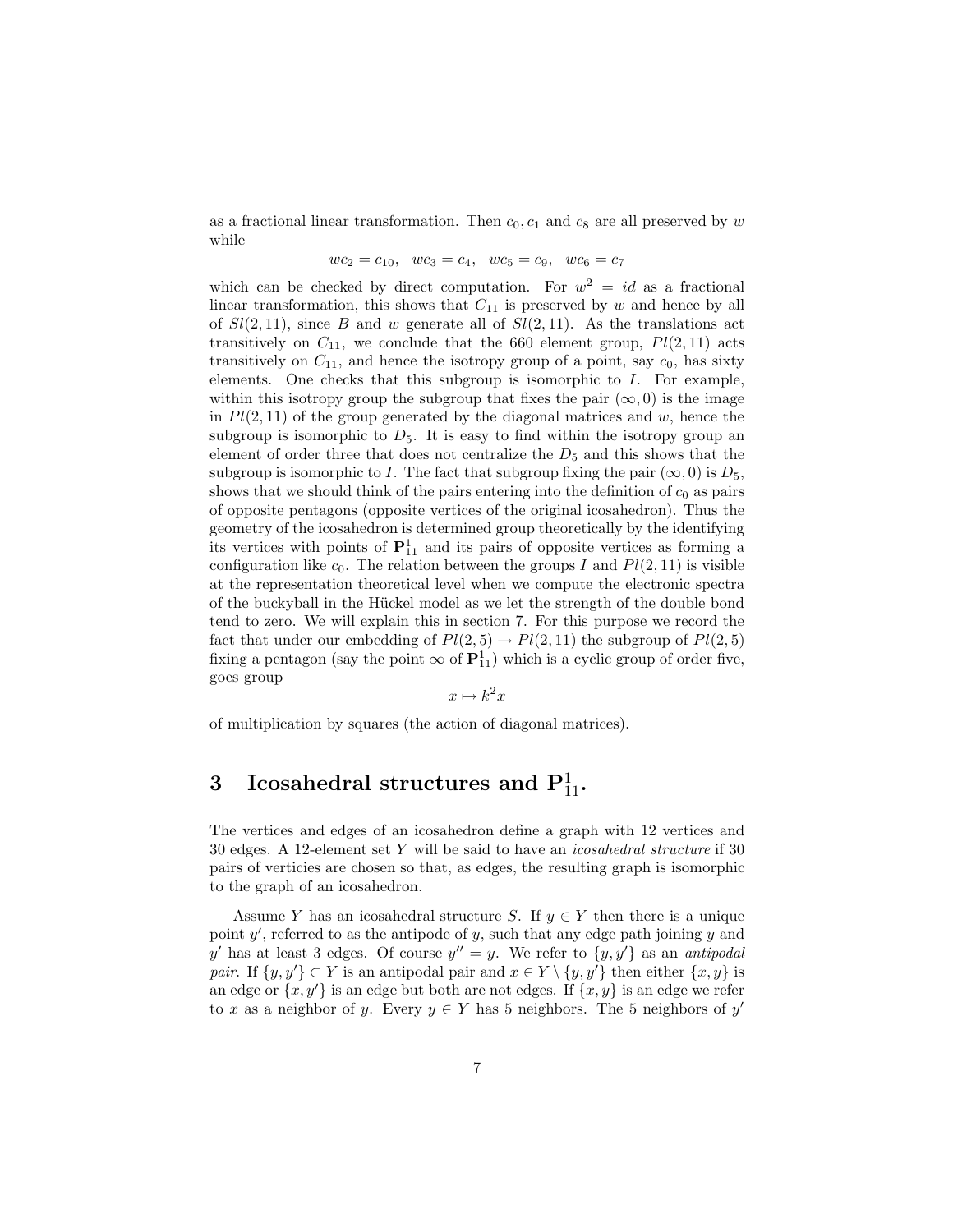as a fractional linear transformation. Then $c_0, c_1$ and $c_8$ are all preserved by $w$ while

$$wc_2 = c_{10}, \quad wc_3 = c_4, \quad wc_5 = c_9, \quad wc_6 = c_7$$

which can be checked by direct computation. For $w^2 = id$ as a fractional linear transformation, this shows that $C_{11}$ is preserved by $w$ and hence by all of $Sl(2,11)$, since $B$ and $w$ generate all of $Sl(2,11)$. As the translations act transitively on $C_{11}$, we conclude that the 660 element group, $Pl(2,11)$ acts transitively on $C_{11}$, and hence the isotropy group of a point, say $c_0$, has sixty elements. One checks that this subgroup is isomorphic to $I$. For example, within this isotropy group the subgroup that fixes the pair $(\infty, 0)$ is the image in $Pl(2,11)$ of the group generated by the diagonal matrices and $w$, hence the subgroup is isomorphic to $D_5$. It is easy to find within the isotropy group an element of order three that does not centralize the $D_5$ and this shows that the subgroup is isomorphic to $I$. The fact that subgroup fixing the pair $(\infty, 0)$ is $D_5$, shows that we should think of the pairs entering into the definition of $c_0$ as pairs of opposite pentagons (opposite vertices of the original icosahedron). Thus the geometry of the icosahedron is determined group theoretically by the identifying its vertices with points of $\mathbf{P}^1_{11}$ and its pairs of opposite vertices as forming a configuration like $c_0$. The relation between the groups $I$ and $Pl(2,11)$ is visible at the representation theoretical level when we compute the electronic spectra of the buckyball in the Hückel model as we let the strength of the double bond tend to zero. We will explain this in section 7. For this purpose we record the fact that under our embedding of $Pl(2,5) \to Pl(2,11)$ the subgroup of $Pl(2,5)$ fixing a pentagon (say the point $\infty$ of $\mathbf{P}^1_{11}$) which is a cyclic group of order five, goes group

$$x \mapsto k^2 x$$

of multiplication by squares (the action of diagonal matrices).

# 3 Icosahedral structures and $\mathbf{P}^1_{11}$.

The vertices and edges of an icosahedron define a graph with 12 vertices and 30 edges. A 12-element set $Y$ will be said to have an *icosahedral structure* if 30 pairs of verticies are chosen so that, as edges, the resulting graph is isomorphic to the graph of an icosahedron.

Assume $Y$ has an icosahedral structure $S$. If $y \in Y$ then there is a unique point $y'$, referred to as the antipode of $y$, such that any edge path joining $y$ and $y'$ has at least 3 edges. Of course $y'' = y$. We refer to $\{y, y'\}$ as an *antipodal pair*. If $\{y, y'\} \subset Y$ is an antipodal pair and $x \in Y \setminus \{y, y'\}$ then either $\{x, y\}$ is an edge or $\{x, y'\}$ is an edge but both are not edges. If $\{x, y\}$ is an edge we refer to $x$ as a neighbor of $y$. Every $y \in Y$ has 5 neighbors. The 5 neighbors of $y'$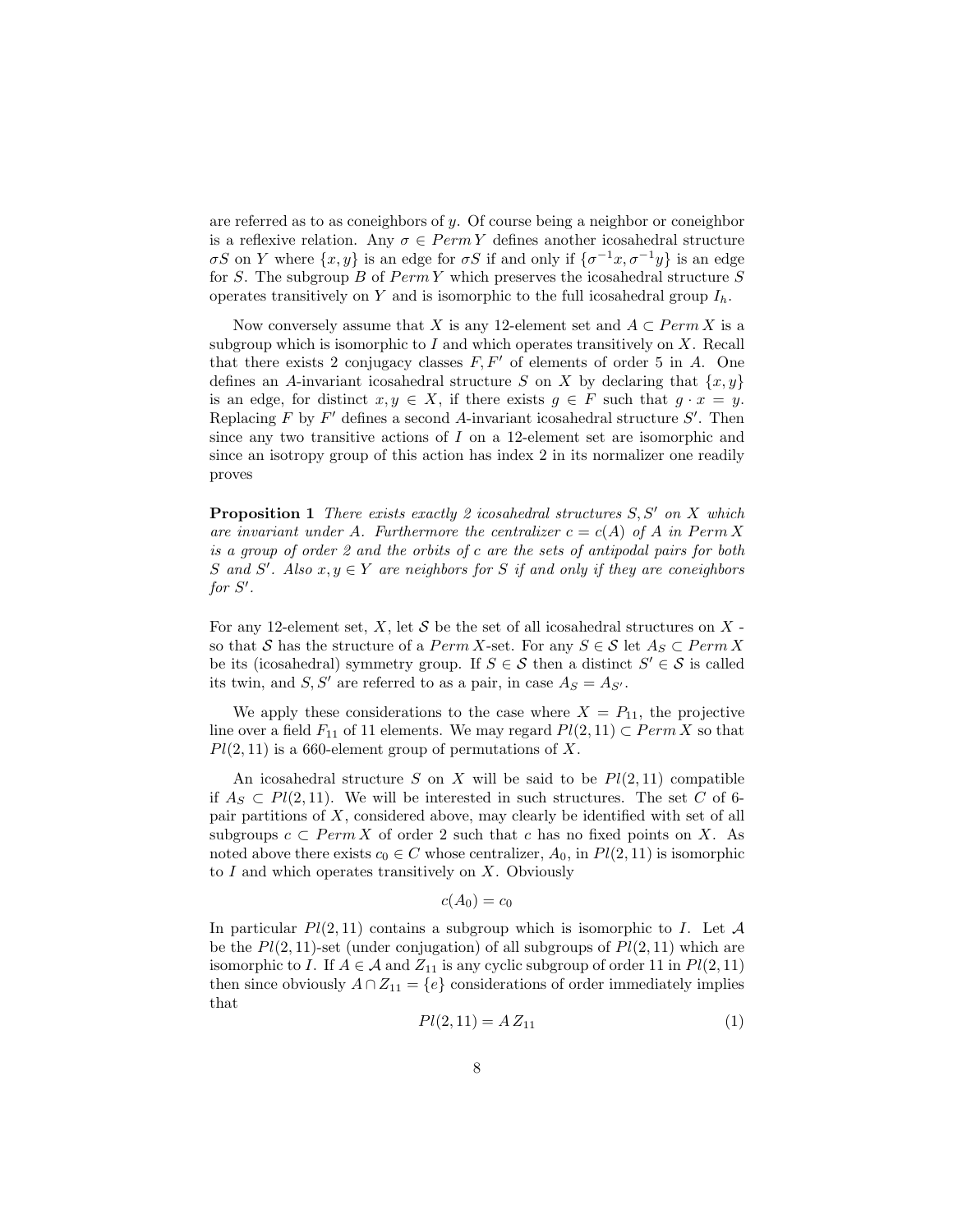are referred as to as coneighbors of $y$. Of course being a neighbor or coneighbor is a reflexive relation. Any $\sigma \in Perm\, Y$ defines another icosahedral structure $\sigma S$ on $Y$ where $\{x, y\}$ is an edge for $\sigma S$ if and only if $\{\sigma^{-1}x, \sigma^{-1}y\}$ is an edge for $S$. The subgroup $B$ of $Perm\, Y$ which preserves the icosahedral structure $S$ operates transitively on $Y$ and is isomorphic to the full icosahedral group $I_h$.

Now conversely assume that $X$ is any 12-element set and $A \subset Perm\, X$ is a subgroup which is isomorphic to $I$ and which operates transitively on $X$. Recall that there exists 2 conjugacy classes $F, F'$ of elements of order 5 in $A$. One defines an $A$-invariant icosahedral structure $S$ on $X$ by declaring that $\{x, y\}$ is an edge, for distinct $x, y \in X$, if there exists $g \in F$ such that $g \cdot x = y$. Replacing $F$ by $F'$ defines a second $A$-invariant icosahedral structure $S'$. Then since any two transitive actions of $I$ on a 12-element set are isomorphic and since an isotropy group of this action has index 2 in its normalizer one readily proves

**Proposition 1** *There exists exactly 2 icosahedral structures $S, S'$ on $X$ which are invariant under $A$. Furthermore the centralizer $c = c(A)$ of $A$ in $Perm\, X$ is a group of order 2 and the orbits of $c$ are the sets of antipodal pairs for both $S$ and $S'$. Also $x, y \in Y$ are neighbors for $S$ if and only if they are coneighbors for $S'$.*

For any 12-element set, $X$, let $\mathcal{S}$ be the set of all icosahedral structures on $X$ - so that $\mathcal{S}$ has the structure of a $Perm\, X$-set. For any $S \in \mathcal{S}$ let $A_S \subset Perm\, X$ be its (icosahedral) symmetry group. If $S \in \mathcal{S}$ then a distinct $S' \in \mathcal{S}$ is called its twin, and $S, S'$ are referred to as a pair, in case $A_S = A_{S'}$.

We apply these considerations to the case where $X = P_{11}$, the projective line over a field $F_{11}$ of 11 elements. We may regard $Pl(2, 11) \subset Perm\, X$ so that $Pl(2, 11)$ is a 660-element group of permutations of $X$.

An icosahedral structure $S$ on $X$ will be said to be $Pl(2, 11)$ compatible if $A_S \subset Pl(2, 11)$. We will be interested in such structures. The set $C$ of 6-pair partitions of $X$, considered above, may clearly be identified with set of all subgroups $c \subset Perm\, X$ of order 2 such that $c$ has no fixed points on $X$. As noted above there exists $c_0 \in C$ whose centralizer, $A_0$, in $Pl(2, 11)$ is isomorphic to $I$ and which operates transitively on $X$. Obviously

$$c(A_0) = c_0$$

In particular $Pl(2, 11)$ contains a subgroup which is isomorphic to $I$. Let $\mathcal{A}$ be the $Pl(2, 11)$-set (under conjugation) of all subgroups of $Pl(2, 11)$ which are isomorphic to $I$. If $A \in \mathcal{A}$ and $Z_{11}$ is any cyclic subgroup of order 11 in $Pl(2, 11)$ then since obviously $A \cap Z_{11} = \{e\}$ considerations of order immediately implies that

$$Pl(2, 11) = A\, Z_{11} \tag{1}$$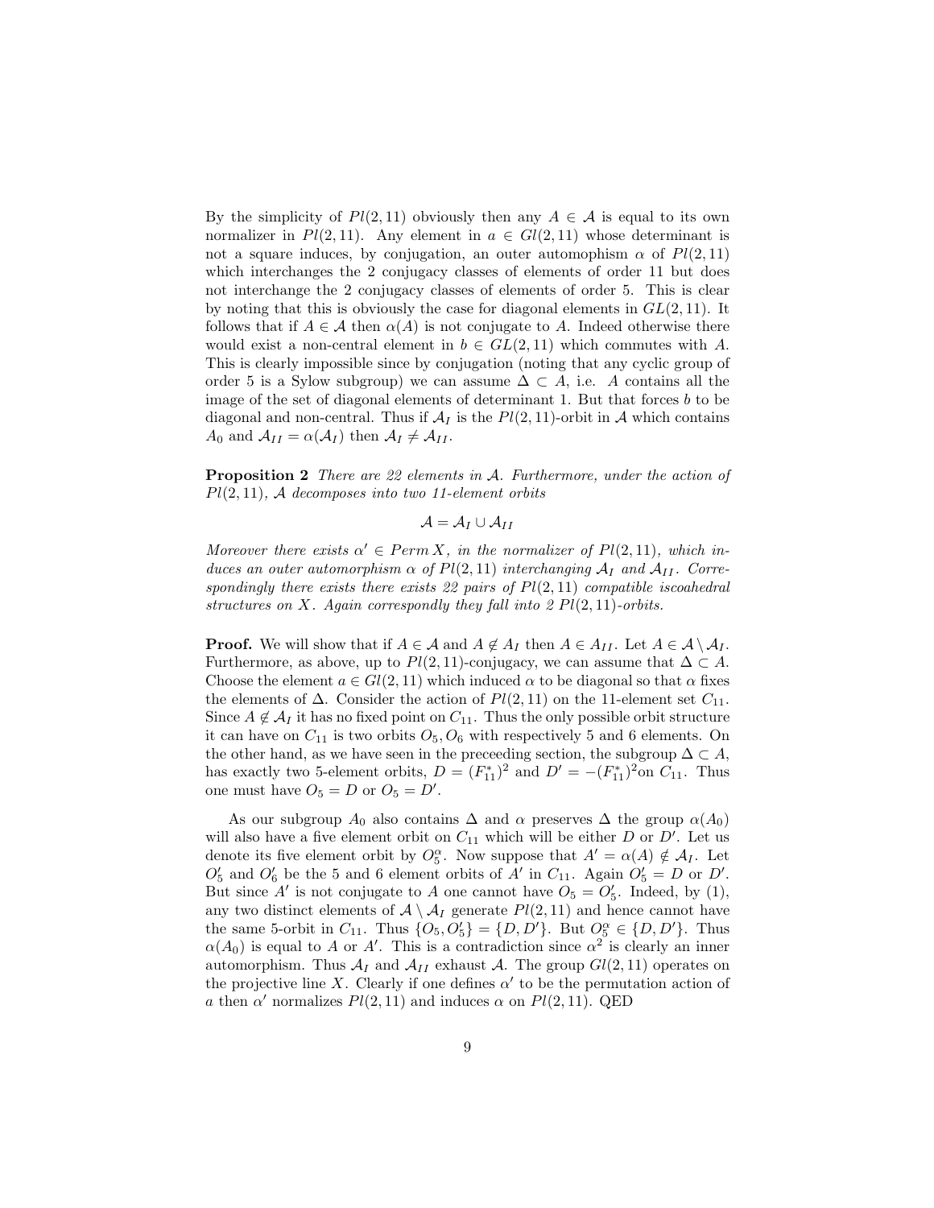By the simplicity of $Pl(2,11)$ obviously then any $A \in \mathcal{A}$ is equal to its own normalizer in $Pl(2,11)$. Any element in $a \in Gl(2,11)$ whose determinant is not a square induces, by conjugation, an outer automophism $\alpha$ of $Pl(2,11)$ which interchanges the 2 conjugacy classes of elements of order 11 but does not interchange the 2 conjugacy classes of elements of order 5. This is clear by noting that this is obviously the case for diagonal elements in $GL(2,11)$. It follows that if $A \in \mathcal{A}$ then $\alpha(A)$ is not conjugate to $A$. Indeed otherwise there would exist a non-central element in $b \in GL(2,11)$ which commutes with $A$. This is clearly impossible since by conjugation (noting that any cyclic group of order 5 is a Sylow subgroup) we can assume $\Delta \subset A$, i.e. $A$ contains all the image of the set of diagonal elements of determinant 1. But that forces $b$ to be diagonal and non-central. Thus if $\mathcal{A}_I$ is the $Pl(2,11)$-orbit in $\mathcal{A}$ which contains $A_0$ and $\mathcal{A}_{II} = \alpha(\mathcal{A}_I)$ then $\mathcal{A}_I \neq \mathcal{A}_{II}$.

**Proposition 2** *There are 22 elements in $\mathcal{A}$. Furthermore, under the action of $Pl(2,11)$, $\mathcal{A}$ decomposes into two 11-element orbits*

$$\mathcal{A} = \mathcal{A}_I \cup \mathcal{A}_{II}$$

*Moreover there exists $\alpha' \in Perm\, X$, in the normalizer of $Pl(2,11)$, which induces an outer automorphism $\alpha$ of $Pl(2,11)$ interchanging $\mathcal{A}_I$ and $\mathcal{A}_{II}$. Correspondingly there exists there exists 22 pairs of $Pl(2,11)$ compatible iscoahedral structures on $X$. Again correspondly they fall into 2 $Pl(2,11)$-orbits.*

**Proof.** We will show that if $A \in \mathcal{A}$ and $A \notin A_I$ then $A \in A_{II}$. Let $A \in \mathcal{A} \setminus \mathcal{A}_I$. Furthermore, as above, up to $Pl(2,11)$-conjugacy, we can assume that $\Delta \subset A$. Choose the element $a \in Gl(2,11)$ which induced $\alpha$ to be diagonal so that $\alpha$ fixes the elements of $\Delta$. Consider the action of $Pl(2,11)$ on the 11-element set $C_{11}$. Since $A \notin \mathcal{A}_I$ it has no fixed point on $C_{11}$. Thus the only possible orbit structure it can have on $C_{11}$ is two orbits $O_5, O_6$ with respectively 5 and 6 elements. On the other hand, as we have seen in the preceeding section, the subgroup $\Delta \subset A$, has exactly two 5-element orbits, $D = (F_{11}^*)^2$ and $D' = -(F_{11}^*)^2$on $C_{11}$. Thus one must have $O_5 = D$ or $O_5 = D'$.

As our subgroup $A_0$ also contains $\Delta$ and $\alpha$ preserves $\Delta$ the group $\alpha(A_0)$ will also have a five element orbit on $C_{11}$ which will be either $D$ or $D'$. Let us denote its five element orbit by $O_5^\alpha$. Now suppose that $A' = \alpha(A) \notin \mathcal{A}_I$. Let $O_5'$ and $O_6'$ be the 5 and 6 element orbits of $A'$ in $C_{11}$. Again $O_5' = D$ or $D'$. But since $A'$ is not conjugate to $A$ one cannot have $O_5 = O_5'$. Indeed, by (1), any two distinct elements of $\mathcal{A} \setminus \mathcal{A}_I$ generate $Pl(2,11)$ and hence cannot have the same 5-orbit in $C_{11}$. Thus $\{O_5, O_5'\} = \{D, D'\}$. But $O_5^\alpha \in \{D, D'\}$. Thus $\alpha(A_0)$ is equal to $A$ or $A'$. This is a contradiction since $\alpha^2$ is clearly an inner automorphism. Thus $\mathcal{A}_I$ and $\mathcal{A}_{II}$ exhaust $\mathcal{A}$. The group $Gl(2,11)$ operates on the projective line $X$. Clearly if one defines $\alpha'$ to be the permutation action of $a$ then $\alpha'$ normalizes $Pl(2,11)$ and induces $\alpha$ on $Pl(2,11)$. QED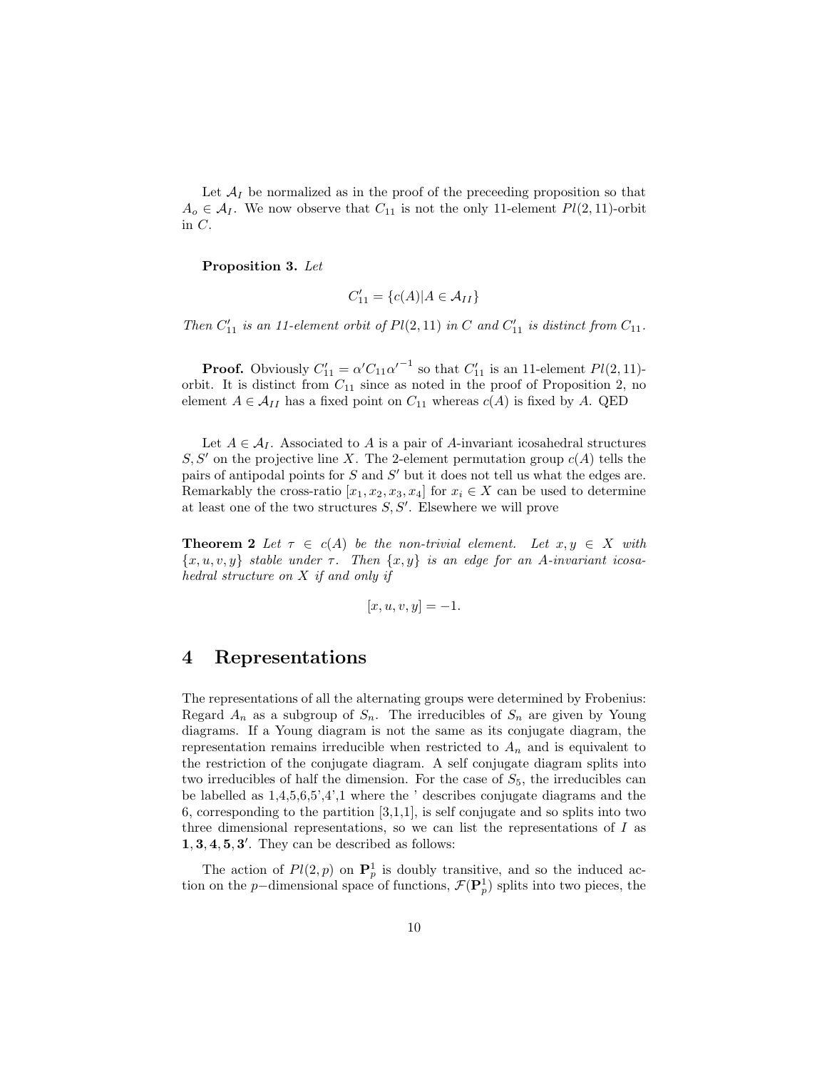Let $\mathcal{A}_I$ be normalized as in the proof of the preceeding proposition so that $A_o \in \mathcal{A}_I$. We now observe that $C_{11}$ is not the only 11-element $Pl(2,11)$-orbit in $C$.

**Proposition 3.** *Let*

$$C'_{11} = \{c(A) | A \in \mathcal{A}_{II}\}$$

*Then $C'_{11}$ is an 11-element orbit of $Pl(2,11)$ in $C$ and $C'_{11}$ is distinct from $C_{11}$.*

**Proof.** Obviously $C'_{11} = \alpha' C_{11} {\alpha'}^{-1}$ so that $C'_{11}$ is an 11-element $Pl(2,11)$-orbit. It is distinct from $C_{11}$ since as noted in the proof of Proposition 2, no element $A \in \mathcal{A}_{II}$ has a fixed point on $C_{11}$ whereas $c(A)$ is fixed by $A$. QED

Let $A \in \mathcal{A}_I$. Associated to $A$ is a pair of $A$-invariant icosahedral structures $S, S'$ on the projective line $X$. The 2-element permutation group $c(A)$ tells the pairs of antipodal points for $S$ and $S'$ but it does not tell us what the edges are. Remarkably the cross-ratio $[x_1, x_2, x_3, x_4]$ for $x_i \in X$ can be used to determine at least one of the two structures $S, S'$. Elsewhere we will prove

**Theorem 2** *Let $\tau \in c(A)$ be the non-trivial element. Let $x, y \in X$ with $\{x, u, v, y\}$ stable under $\tau$. Then $\{x, y\}$ is an edge for an $A$-invariant icosahedral structure on $X$ if and only if*

$$[x, u, v, y] = -1.$$

# 4 Representations

The representations of all the alternating groups were determined by Frobenius: Regard $A_n$ as a subgroup of $S_n$. The irreducibles of $S_n$ are given by Young diagrams. If a Young diagram is not the same as its conjugate diagram, the representation remains irreducible when restricted to $A_n$ and is equivalent to the restriction of the conjugate diagram. A self conjugate diagram splits into two irreducibles of half the dimension. For the case of $S_5$, the irreducibles can be labelled as 1,4,5,6,5',4',1 where the ' describes conjugate diagrams and the 6, corresponding to the partition [3,1,1], is self conjugate and so splits into two three dimensional representations, so we can list the representations of $I$ as $\mathbf{1}, \mathbf{3}, \mathbf{4}, \mathbf{5}, \mathbf{3}'$. They can be described as follows:

The action of $Pl(2,p)$ on $\mathbf{P}^1_p$ is doubly transitive, and so the induced action on the $p-$dimensional space of functions, $\mathcal{F}(\mathbf{P}^1_p)$ splits into two pieces, the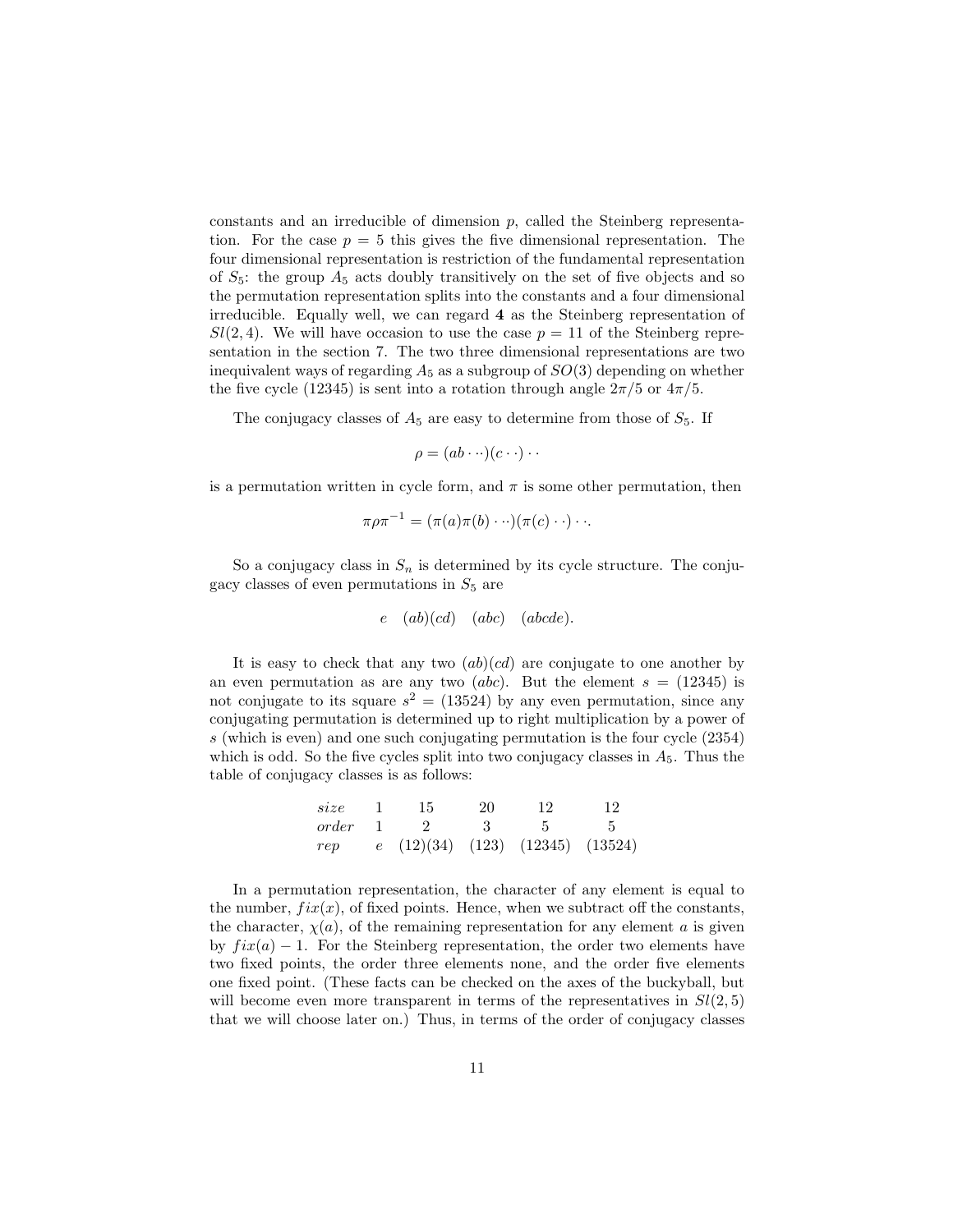constants and an irreducible of dimension $p$, called the Steinberg representation. For the case $p = 5$ this gives the five dimensional representation. The four dimensional representation is restriction of the fundamental representation of $S_5$: the group $A_5$ acts doubly transitively on the set of five objects and so the permutation representation splits into the constants and a four dimensional irreducible. Equally well, we can regard **4** as the Steinberg representation of $Sl(2, 4)$. We will have occasion to use the case $p = 11$ of the Steinberg representation in the section 7. The two three dimensional representations are two inequivalent ways of regarding $A_5$ as a subgroup of $SO(3)$ depending on whether the five cycle (12345) is sent into a rotation through angle $2\pi/5$ or $4\pi/5$.

The conjugacy classes of $A_5$ are easy to determine from those of $S_5$. If

$$\rho = (ab \cdots)(c \cdots) \cdots$$

is a permutation written in cycle form, and $\pi$ is some other permutation, then

$$\pi \rho \pi^{-1} = (\pi(a)\pi(b) \cdots)(\pi(c) \cdots) \cdots.$$

So a conjugacy class in $S_n$ is determined by its cycle structure. The conjugacy classes of even permutations in $S_5$ are

$$e \quad (ab)(cd) \quad (abc) \quad (abcde).$$

It is easy to check that any two $(ab)(cd)$ are conjugate to one another by an even permutation as are any two $(abc)$. But the element $s = (12345)$ is not conjugate to its square $s^2 = (13524)$ by any even permutation, since any conjugating permutation is determined up to right multiplication by a power of $s$ (which is even) and one such conjugating permutation is the four cycle (2354) which is odd. So the five cycles split into two conjugacy classes in $A_5$. Thus the table of conjugacy classes is as follows:

| *size* | 1 | 15 | 20 | 12 | 12 |
|---|---|---|---|---|---|
| *order* | 1 | 2 | 3 | 5 | 5 |
| *rep* | $e$ | (12)(34) | (123) | (12345) | (13524) |

In a permutation representation, the character of any element is equal to the number, $fix(x)$, of fixed points. Hence, when we subtract off the constants, the character, $\chi(a)$, of the remaining representation for any element $a$ is given by $fix(a) - 1$. For the Steinberg representation, the order two elements have two fixed points, the order three elements none, and the order five elements one fixed point. (These facts can be checked on the axes of the buckyball, but will become even more transparent in terms of the representatives in $Sl(2, 5)$ that we will choose later on.) Thus, in terms of the order of conjugacy classes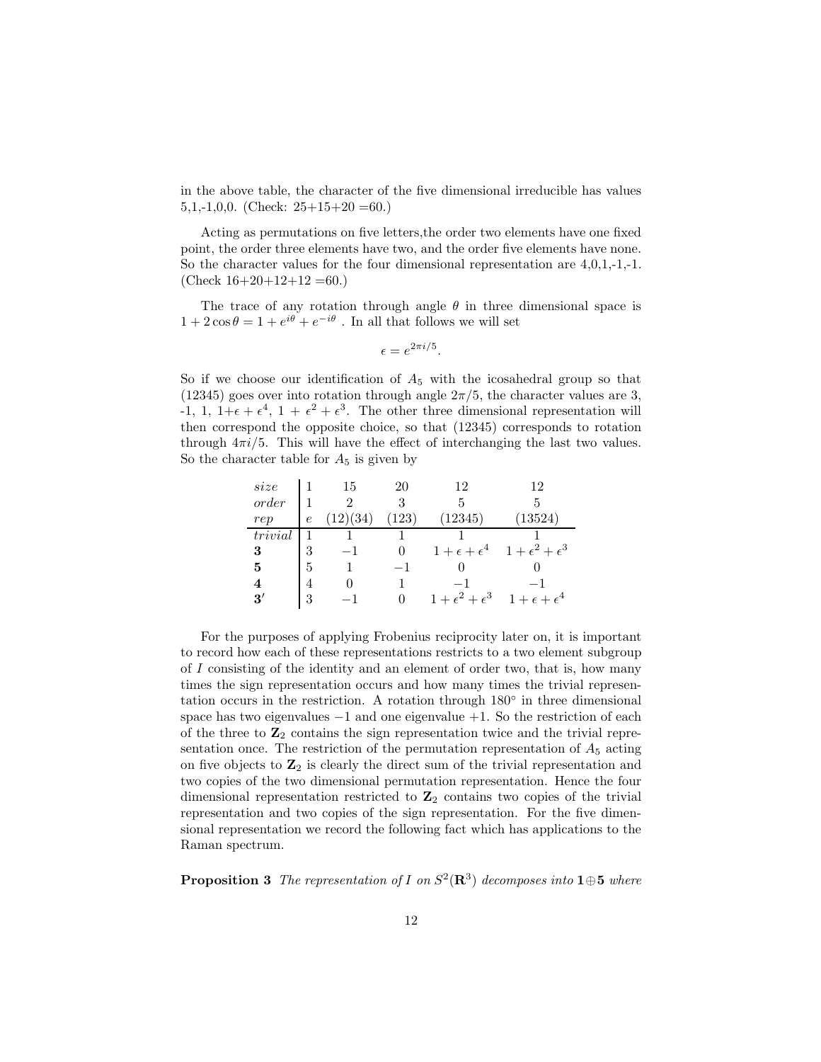in the above table, the character of the five dimensional irreducible has values 5,1,-1,0,0. (Check: 25+15+20 =60.)

Acting as permutations on five letters,the order two elements have one fixed point, the order three elements have two, and the order five elements have none. So the character values for the four dimensional representation are 4,0,1,-1,-1. (Check 16+20+12+12 =60.)

The trace of any rotation through angle $\theta$ in three dimensional space is $1 + 2\cos\theta = 1 + e^{i\theta} + e^{-i\theta}$ . In all that follows we will set

$$\epsilon = e^{2\pi i/5}.$$

So if we choose our identification of $A_5$ with the icosahedral group so that (12345) goes over into rotation through angle $2\pi/5$, the character values are 3, -1, 1, $1+\epsilon+\epsilon^4$, $1+\epsilon^2+\epsilon^3$. The other three dimensional representation will then correspond the opposite choice, so that (12345) corresponds to rotation through $4\pi i/5$. This will have the effect of interchanging the last two values. So the character table for $A_5$ is given by

| *size* | 1 | 15 | 20 | 12 | 12 |
|---|---|---|---|---|---|
| *order* | 1 | 2 | 3 | 5 | 5 |
| *rep* | $e$ | (12)(34) | (123) | (12345) | (13524) |
| *trivial* | 1 | 1 | 1 | 1 | 1 |
| **3** | 3 | $-1$ | 0 | $1+\epsilon+\epsilon^4$ | $1+\epsilon^2+\epsilon^3$ |
| **5** | 5 | 1 | $-1$ | 0 | 0 |
| **4** | 4 | 0 | 1 | $-1$ | $-1$ |
| **3′** | 3 | $-1$ | 0 | $1+\epsilon^2+\epsilon^3$ | $1+\epsilon+\epsilon^4$ |

For the purposes of applying Frobenius reciprocity later on, it is important to record how each of these representations restricts to a two element subgroup of $I$ consisting of the identity and an element of order two, that is, how many times the sign representation occurs and how many times the trivial representation occurs in the restriction. A rotation through $180°$ in three dimensional space has two eigenvalues $-1$ and one eigenvalue $+1$. So the restriction of each of the three to $\mathbf{Z}_2$ contains the sign representation twice and the trivial representation once. The restriction of the permutation representation of $A_5$ acting on five objects to $\mathbf{Z}_2$ is clearly the direct sum of the trivial representation and two copies of the two dimensional permutation representation. Hence the four dimensional representation restricted to $\mathbf{Z}_2$ contains two copies of the trivial representation and two copies of the sign representation. For the five dimensional representation we record the following fact which has applications to the Raman spectrum.

**Proposition 3** *The representation of $I$ on $S^2(\mathbf{R}^3)$ decomposes into $\mathbf{1}\oplus\mathbf{5}$ where*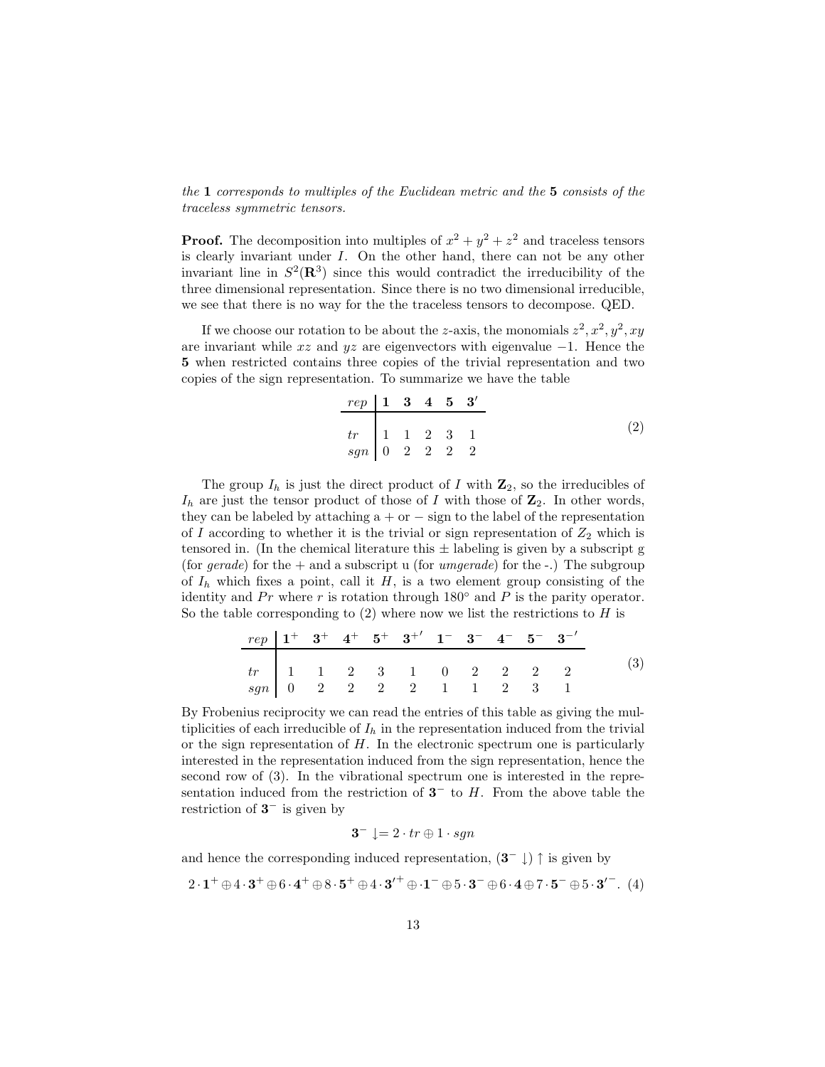*the* **1** *corresponds to multiples of the Euclidean metric and the* **5** *consists of the traceless symmetric tensors.*

**Proof.** The decomposition into multiples of $x^2 + y^2 + z^2$ and traceless tensors is clearly invariant under $I$. On the other hand, there can not be any other invariant line in $S^2(\mathbf{R}^3)$ since this would contradict the irreducibility of the three dimensional representation. Since there is no two dimensional irreducible, we see that there is no way for the the traceless tensors to decompose. QED.

If we choose our rotation to be about the $z$-axis, the monomials $z^2, x^2, y^2, xy$ are invariant while $xz$ and $yz$ are eigenvectors with eigenvalue $-1$. Hence the **5** when restricted contains three copies of the trivial representation and two copies of the sign representation. To summarize we have the table

| $rep$ | $\mathbf{1}$ | $\mathbf{3}$ | $\mathbf{4}$ | $\mathbf{5}$ | $\mathbf{3}'$ |
|---|---|---|---|---|---|
| $tr$ | 1 | 1 | 2 | 3 | 1 |
| $sgn$ | 0 | 2 | 2 | 2 | 2 |

(2)

The group $I_h$ is just the direct product of $I$ with $\mathbf{Z}_2$, so the irreducibles of $I_h$ are just the tensor product of those of $I$ with those of $\mathbf{Z}_2$. In other words, they can be labeled by attaching a + or − sign to the label of the representation of $I$ according to whether it is the trivial or sign representation of $Z_2$ which is tensored in. (In the chemical literature this ± labeling is given by a subscript g (for *gerade*) for the + and a subscript u (for *umgerade*) for the -.) The subgroup of $I_h$ which fixes a point, call it $H$, is a two element group consisting of the identity and $Pr$ where $r$ is rotation through 180° and $P$ is the parity operator. So the table corresponding to (2) where now we list the restrictions to $H$ is

| $rep$ | $\mathbf{1}^+$ | $\mathbf{3}^+$ | $\mathbf{4}^+$ | $\mathbf{5}^+$ | $\mathbf{3}^{+\prime}$ | $\mathbf{1}^-$ | $\mathbf{3}^-$ | $\mathbf{4}^-$ | $\mathbf{5}^-$ | $\mathbf{3}^{-\prime}$ |
|---|---|---|---|---|---|---|---|---|---|---|
| $tr$ | 1 | 1 | 2 | 3 | 1 | 0 | 2 | 2 | 2 | 2 |
| $sgn$ | 0 | 2 | 2 | 2 | 2 | 1 | 1 | 2 | 3 | 1 |

(3)

By Frobenius reciprocity we can read the entries of this table as giving the multiplicities of each irreducible of $I_h$ in the representation induced from the trivial or the sign representation of $H$. In the electronic spectrum one is particularly interested in the representation induced from the sign representation, hence the second row of (3). In the vibrational spectrum one is interested in the representation induced from the restriction of $\mathbf{3}^-$ to $H$. From the above table the restriction of $\mathbf{3}^-$ is given by

$$\mathbf{3}^- \downarrow = 2 \cdot tr \oplus 1 \cdot sgn$$

and hence the corresponding induced representation, $(\mathbf{3}^- \downarrow) \uparrow$ is given by

$$2 \cdot \mathbf{1}^+ \oplus 4 \cdot \mathbf{3}^+ \oplus 6 \cdot \mathbf{4}^+ \oplus 8 \cdot \mathbf{5}^+ \oplus 4 \cdot \mathbf{3'}^+ \oplus \cdot \mathbf{1}^- \oplus 5 \cdot \mathbf{3}^- \oplus 6 \cdot \mathbf{4} \oplus 7 \cdot \mathbf{5}^- \oplus 5 \cdot \mathbf{3'}^-. \quad (4)$$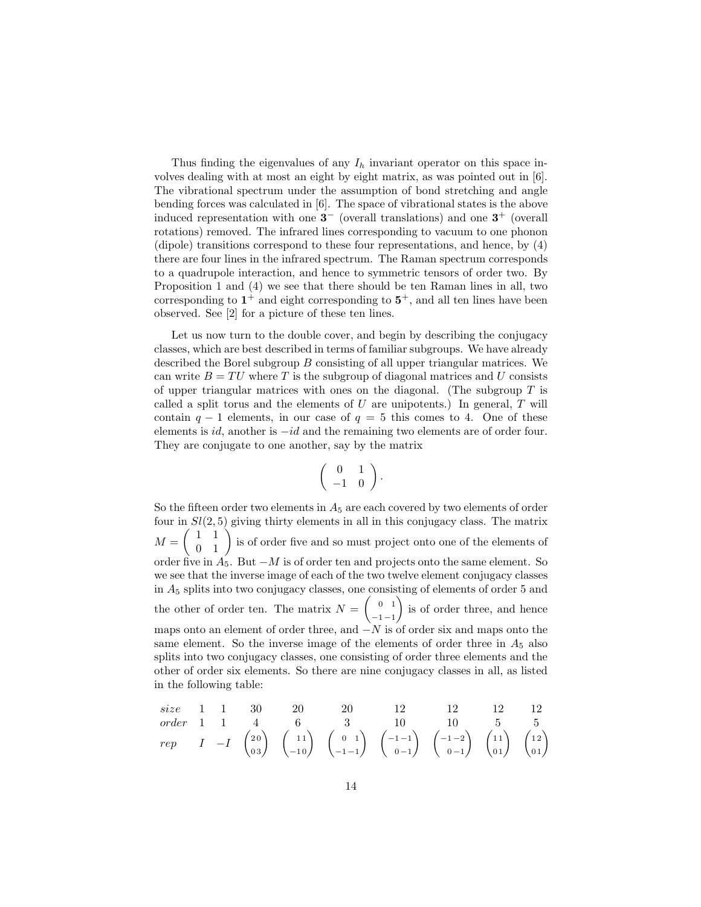Thus finding the eigenvalues of any $I_h$ invariant operator on this space involves dealing with at most an eight by eight matrix, as was pointed out in [6]. The vibrational spectrum under the assumption of bond stretching and angle bending forces was calculated in [6]. The space of vibrational states is the above induced representation with one $\mathbf{3}^-$ (overall translations) and one $\mathbf{3}^+$ (overall rotations) removed. The infrared lines corresponding to vacuum to one phonon (dipole) transitions correspond to these four representations, and hence, by (4) there are four lines in the infrared spectrum. The Raman spectrum corresponds to a quadrupole interaction, and hence to symmetric tensors of order two. By Proposition 1 and (4) we see that there should be ten Raman lines in all, two corresponding to $\mathbf{1}^+$ and eight corresponding to $\mathbf{5}^+$, and all ten lines have been observed. See [2] for a picture of these ten lines.

Let us now turn to the double cover, and begin by describing the conjugacy classes, which are best described in terms of familiar subgroups. We have already described the Borel subgroup $B$ consisting of all upper triangular matrices. We can write $B = TU$ where $T$ is the subgroup of diagonal matrices and $U$ consists of upper triangular matrices with ones on the diagonal. (The subgroup $T$ is called a split torus and the elements of $U$ are unipotents.) In general, $T$ will contain $q-1$ elements, in our case of $q = 5$ this comes to 4. One of these elements is $id$, another is $-id$ and the remaining two elements are of order four. They are conjugate to one another, say by the matrix

$$\begin{pmatrix} 0 & 1 \\ -1 & 0 \end{pmatrix}.$$

So the fifteen order two elements in $A_5$ are each covered by two elements of order four in $Sl(2,5)$ giving thirty elements in all in this conjugacy class. The matrix $M = \begin{pmatrix} 1 & 1 \\ 0 & 1 \end{pmatrix}$ is of order five and so must project onto one of the elements of order five in $A_5$. But $-M$ is of order ten and projects onto the same element. So we see that the inverse image of each of the two twelve element conjugacy classes in $A_5$ splits into two conjugacy classes, one consisting of elements of order 5 and the other of order ten. The matrix $N = \begin{pmatrix} 0 & 1 \\ -1 & -1 \end{pmatrix}$ is of order three, and hence maps onto an element of order three, and $-N$ is of order six and maps onto the same element. So the inverse image of the elements of order three in $A_5$ also splits into two conjugacy classes, one consisting of order three elements and the other of order six elements. So there are nine conjugacy classes in all, as listed in the following table:

| *size* | 1 | 1 | 30 | 20 | 20 | 12 | 12 | 12 | 12 |
|---|---|---|---|---|---|---|---|---|---|
| *order* | 1 | 1 | 4 | 6 | 3 | 10 | 10 | 5 | 5 |
| *rep* | $I$ | $-I$ | $\begin{pmatrix} 2 & 0 \\ 0 & 3 \end{pmatrix}$ | $\begin{pmatrix} & 1 & 1 \\ -1 & 0 \end{pmatrix}$ | $\begin{pmatrix} 0 & 1 \\ -1 & -1 \end{pmatrix}$ | $\begin{pmatrix} -1 & -1 \\ 0 & -1 \end{pmatrix}$ | $\begin{pmatrix} -1 & -2 \\ 0 & -1 \end{pmatrix}$ | $\begin{pmatrix} 1 & 1 \\ 0 & 1 \end{pmatrix}$ | $\begin{pmatrix} 1 & 2 \\ 0 & 1 \end{pmatrix}$ |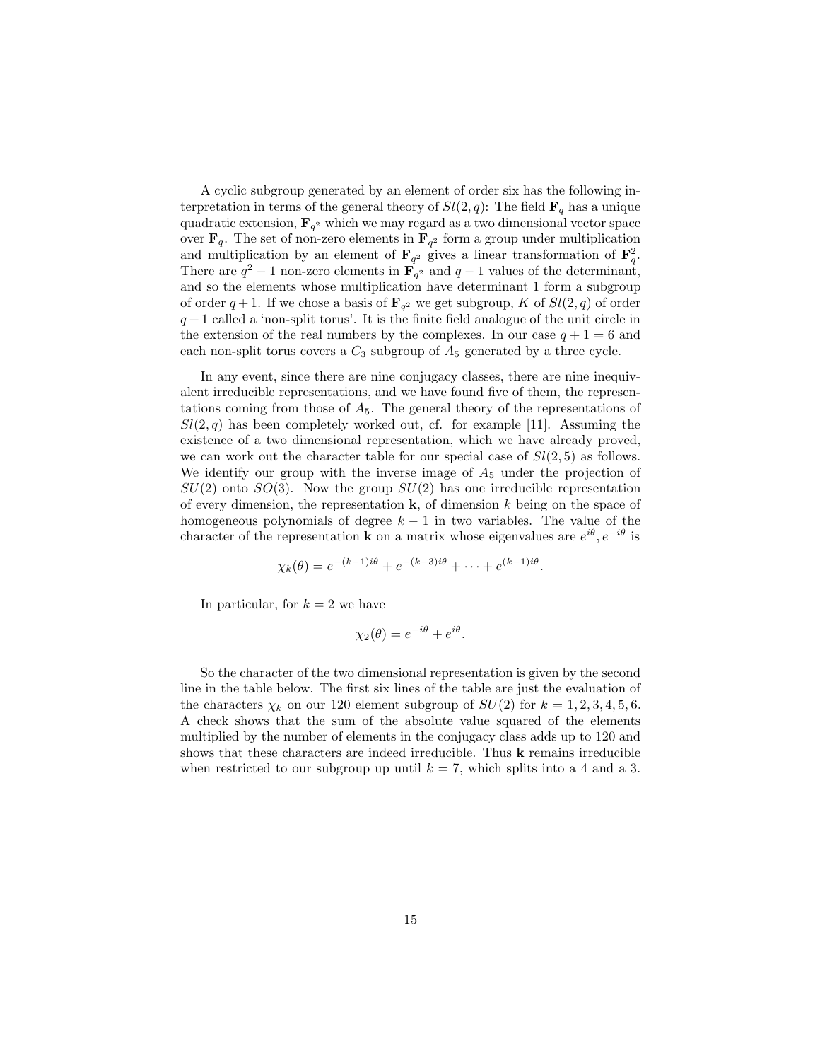A cyclic subgroup generated by an element of order six has the following interpretation in terms of the general theory of $Sl(2,q)$: The field $\mathbf{F}_q$ has a unique quadratic extension, $\mathbf{F}_{q^2}$ which we may regard as a two dimensional vector space over $\mathbf{F}_q$. The set of non-zero elements in $\mathbf{F}_{q^2}$ form a group under multiplication and multiplication by an element of $\mathbf{F}_{q^2}$ gives a linear transformation of $\mathbf{F}_q^2$. There are $q^2-1$ non-zero elements in $\mathbf{F}_{q^2}$ and $q-1$ values of the determinant, and so the elements whose multiplication have determinant 1 form a subgroup of order $q+1$. If we chose a basis of $\mathbf{F}_{q^2}$ we get subgroup, $K$ of $Sl(2,q)$ of order $q+1$ called a 'non-split torus'. It is the finite field analogue of the unit circle in the extension of the real numbers by the complexes. In our case $q+1=6$ and each non-split torus covers a $C_3$ subgroup of $A_5$ generated by a three cycle.

In any event, since there are nine conjugacy classes, there are nine inequivalent irreducible representations, and we have found five of them, the representations coming from those of $A_5$. The general theory of the representations of $Sl(2,q)$ has been completely worked out, cf. for example [11]. Assuming the existence of a two dimensional representation, which we have already proved, we can work out the character table for our special case of $Sl(2,5)$ as follows. We identify our group with the inverse image of $A_5$ under the projection of $SU(2)$ onto $SO(3)$. Now the group $SU(2)$ has one irreducible representation of every dimension, the representation $\mathbf{k}$, of dimension $k$ being on the space of homogeneous polynomials of degree $k-1$ in two variables. The value of the character of the representation $\mathbf{k}$ on a matrix whose eigenvalues are $e^{i\theta}, e^{-i\theta}$ is

$$\chi_k(\theta) = e^{-(k-1)i\theta} + e^{-(k-3)i\theta} + \cdots + e^{(k-1)i\theta}.$$

In particular, for $k=2$ we have

$$\chi_2(\theta) = e^{-i\theta} + e^{i\theta}.$$

So the character of the two dimensional representation is given by the second line in the table below. The first six lines of the table are just the evaluation of the characters $\chi_k$ on our 120 element subgroup of $SU(2)$ for $k=1,2,3,4,5,6$. A check shows that the sum of the absolute value squared of the elements multiplied by the number of elements in the conjugacy class adds up to 120 and shows that these characters are indeed irreducible. Thus $\mathbf{k}$ remains irreducible when restricted to our subgroup up until $k=7$, which splits into a 4 and a 3.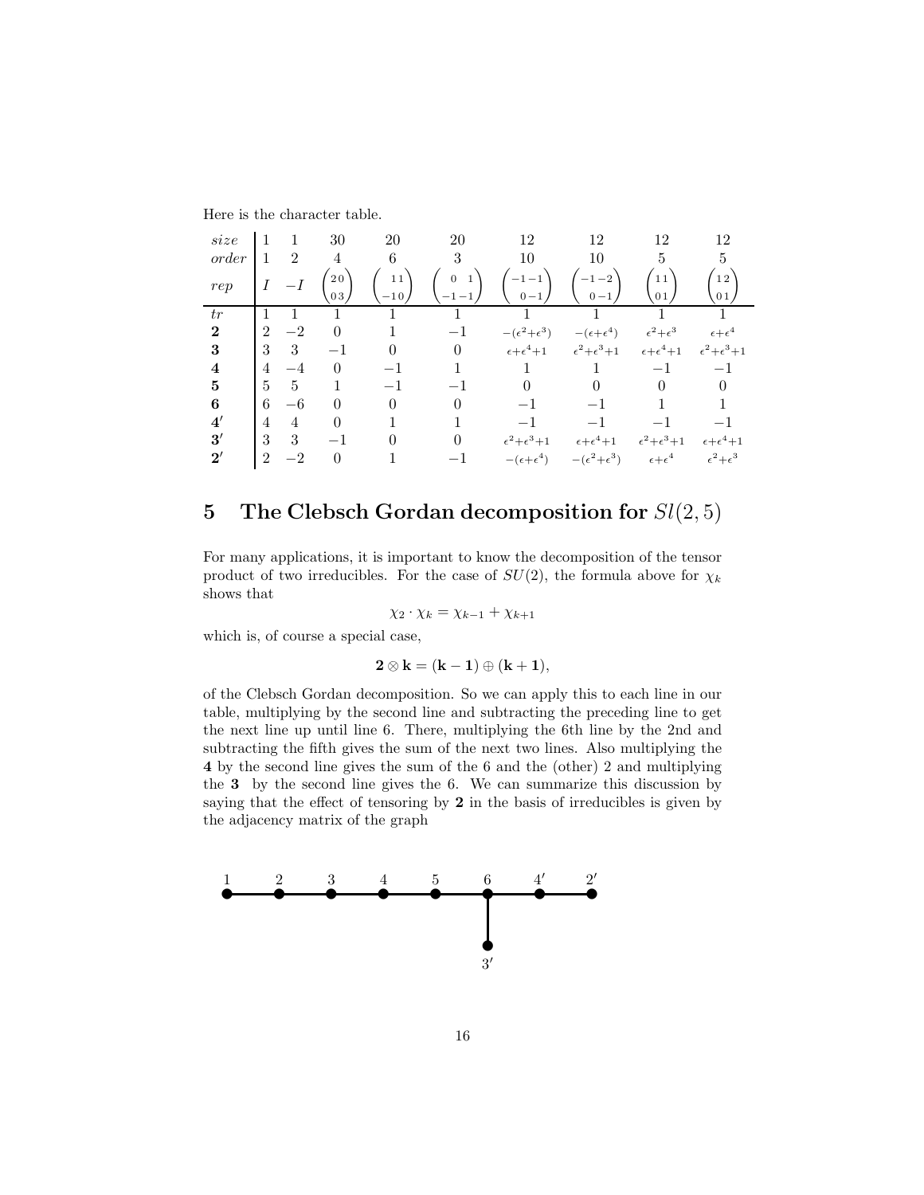Here is the character table.

| $size$ | 1 | 1 | 30 | 20 | 20 | 12 | 12 | 12 | 12 |
|---|---|---|---|---|---|---|---|---|---|
| $order$ | 1 | 2 | 4 | 6 | 3 | 10 | 10 | 5 | 5 |
| $rep$ | $I$ | $-I$ | $\begin{pmatrix} 2 & 0 \\ 0 & 3 \end{pmatrix}$ | $\begin{pmatrix} & 1 & 1 \\ -1 & 0 \end{pmatrix}$ | $\begin{pmatrix} 0 & 1 \\ -1 & -1 \end{pmatrix}$ | $\begin{pmatrix} -1 & -1 \\ 0 & -1 \end{pmatrix}$ | $\begin{pmatrix} -1 & -2 \\ 0 & -1 \end{pmatrix}$ | $\begin{pmatrix} 1 & 1 \\ 0 & 1 \end{pmatrix}$ | $\begin{pmatrix} 1 & 2 \\ 0 & 1 \end{pmatrix}$ |
| $tr$ | 1 | 1 | 1 | 1 | 1 | 1 | 1 | 1 | 1 |
| **2** | 2 | $-2$ | 0 | 1 | $-1$ | $-(\epsilon^2+\epsilon^3)$ | $-(\epsilon+\epsilon^4)$ | $\epsilon^2+\epsilon^3$ | $\epsilon+\epsilon^4$ |
| **3** | 3 | 3 | $-1$ | 0 | 0 | $\epsilon+\epsilon^4+1$ | $\epsilon^2+\epsilon^3+1$ | $\epsilon+\epsilon^4+1$ | $\epsilon^2+\epsilon^3+1$ |
| **4** | 4 | $-4$ | 0 | $-1$ | 1 | 1 | 1 | $-1$ | $-1$ |
| **5** | 5 | 5 | 1 | $-1$ | $-1$ | 0 | 0 | 0 | 0 |
| **6** | 6 | $-6$ | 0 | 0 | 0 | $-1$ | $-1$ | 1 | 1 |
| **4′** | 4 | 4 | 0 | 1 | 1 | $-1$ | $-1$ | $-1$ | $-1$ |
| **3′** | 3 | 3 | $-1$ | 0 | 0 | $\epsilon^2+\epsilon^3+1$ | $\epsilon+\epsilon^4+1$ | $\epsilon^2+\epsilon^3+1$ | $\epsilon+\epsilon^4+1$ |
| **2′** | 2 | $-2$ | 0 | 1 | $-1$ | $-(\epsilon+\epsilon^4)$ | $-(\epsilon^2+\epsilon^3)$ | $\epsilon+\epsilon^4$ | $\epsilon^2+\epsilon^3$ |

# 5 The Clebsch Gordan decomposition for $Sl(2,5)$

For many applications, it is important to know the decomposition of the tensor product of two irreducibles. For the case of $SU(2)$, the formula above for $\chi_k$ shows that

$$\chi_2 \cdot \chi_k = \chi_{k-1} + \chi_{k+1}$$

which is, of course a special case,

$$\mathbf{2} \otimes \mathbf{k} = (\mathbf{k-1}) \oplus (\mathbf{k+1}),$$

of the Clebsch Gordan decomposition. So we can apply this to each line in our table, multiplying by the second line and subtracting the preceding line to get the next line up until line 6. There, multiplying the 6th line by the 2nd and subtracting the fifth gives the sum of the next two lines. Also multiplying the **4** by the second line gives the sum of the 6 and the (other) 2 and multiplying the **3** by the second line gives the 6. We can summarize this discussion by saying that the effect of tensoring by **2** in the basis of irreducibles is given by the adjacency matrix of the graph

1 — 2 — 3 — 4 — 5 — 6 — 4′ — 2′, with 3′ attached to 6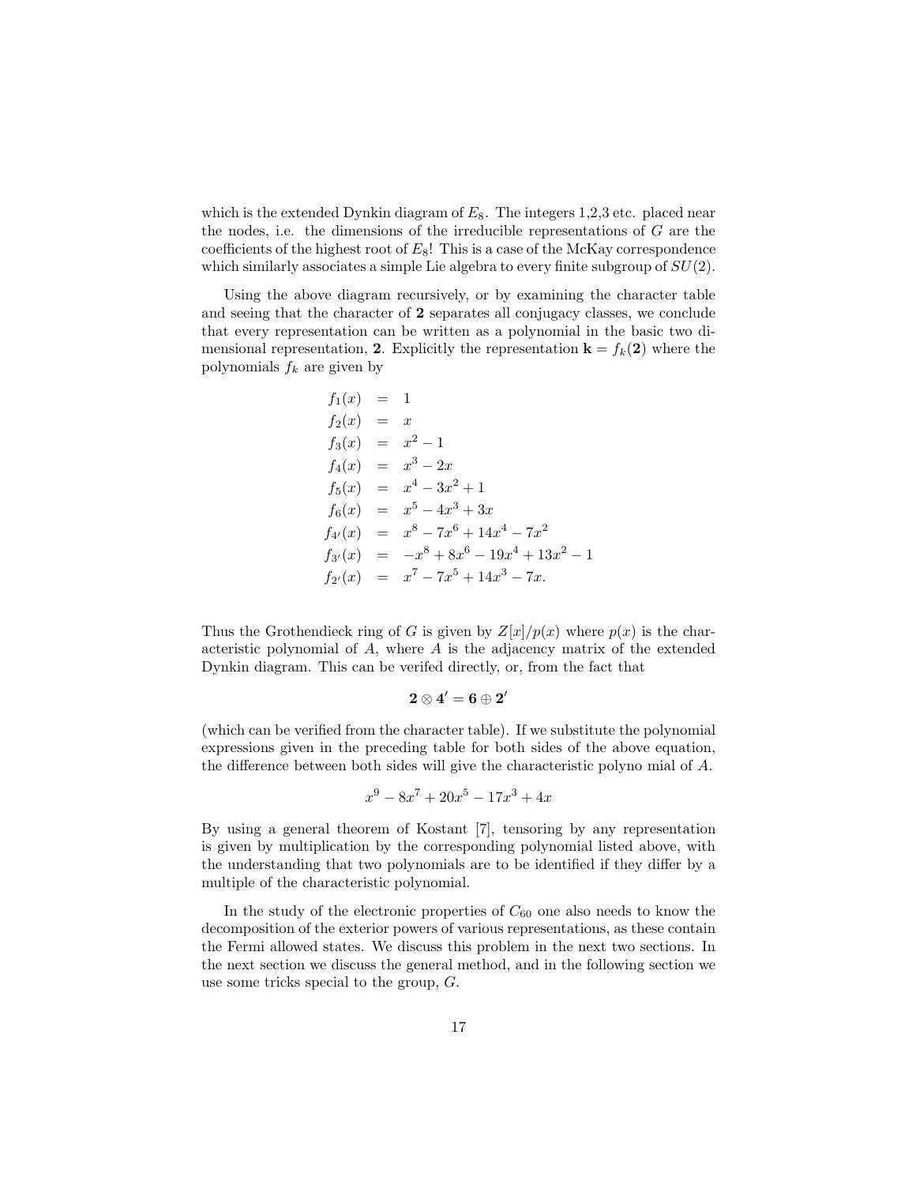which is the extended Dynkin diagram of $E_8$. The integers 1,2,3 etc. placed near the nodes, i.e. the dimensions of the irreducible representations of $G$ are the coefficients of the highest root of $E_8$! This is a case of the McKay correspondence which similarly associates a simple Lie algebra to every finite subgroup of $SU(2)$.

Using the above diagram recursively, or by examining the character table and seeing that the character of **2** separates all conjugacy classes, we conclude that every representation can be written as a polynomial in the basic two dimensional representation, **2**. Explicitly the representation $\mathbf{k} = f_k(\mathbf{2})$ where the polynomials $f_k$ are given by

$$
\begin{aligned}
f_1(x) &= 1 \\
f_2(x) &= x \\
f_3(x) &= x^2 - 1 \\
f_4(x) &= x^3 - 2x \\
f_5(x) &= x^4 - 3x^2 + 1 \\
f_6(x) &= x^5 - 4x^3 + 3x \\
f_{4'}(x) &= x^8 - 7x^6 + 14x^4 - 7x^2 \\
f_{3'}(x) &= -x^8 + 8x^6 - 19x^4 + 13x^2 - 1 \\
f_{2'}(x) &= x^7 - 7x^5 + 14x^3 - 7x.
\end{aligned}
$$

Thus the Grothendieck ring of $G$ is given by $Z[x]/p(x)$ where $p(x)$ is the characteristic polynomial of $A$, where $A$ is the adjacency matrix of the extended Dynkin diagram. This can be verifed directly, or, from the fact that

$$\mathbf{2} \otimes \mathbf{4'} = \mathbf{6} \oplus \mathbf{2'}$$

(which can be verified from the character table). If we substitute the polynomial expressions given in the preceding table for both sides of the above equation, the difference between both sides will give the characteristic polyno mial of $A$.

$$x^9 - 8x^7 + 20x^5 - 17x^3 + 4x$$

By using a general theorem of Kostant [7], tensoring by any representation is given by multiplication by the corresponding polynomial listed above, with the understanding that two polynomials are to be identified if they differ by a multiple of the characteristic polynomial.

In the study of the electronic properties of $C_{60}$ one also needs to know the decomposition of the exterior powers of various representations, as these contain the Fermi allowed states. We discuss this problem in the next two sections. In the next section we discuss the general method, and in the following section we use some tricks special to the group, $G$.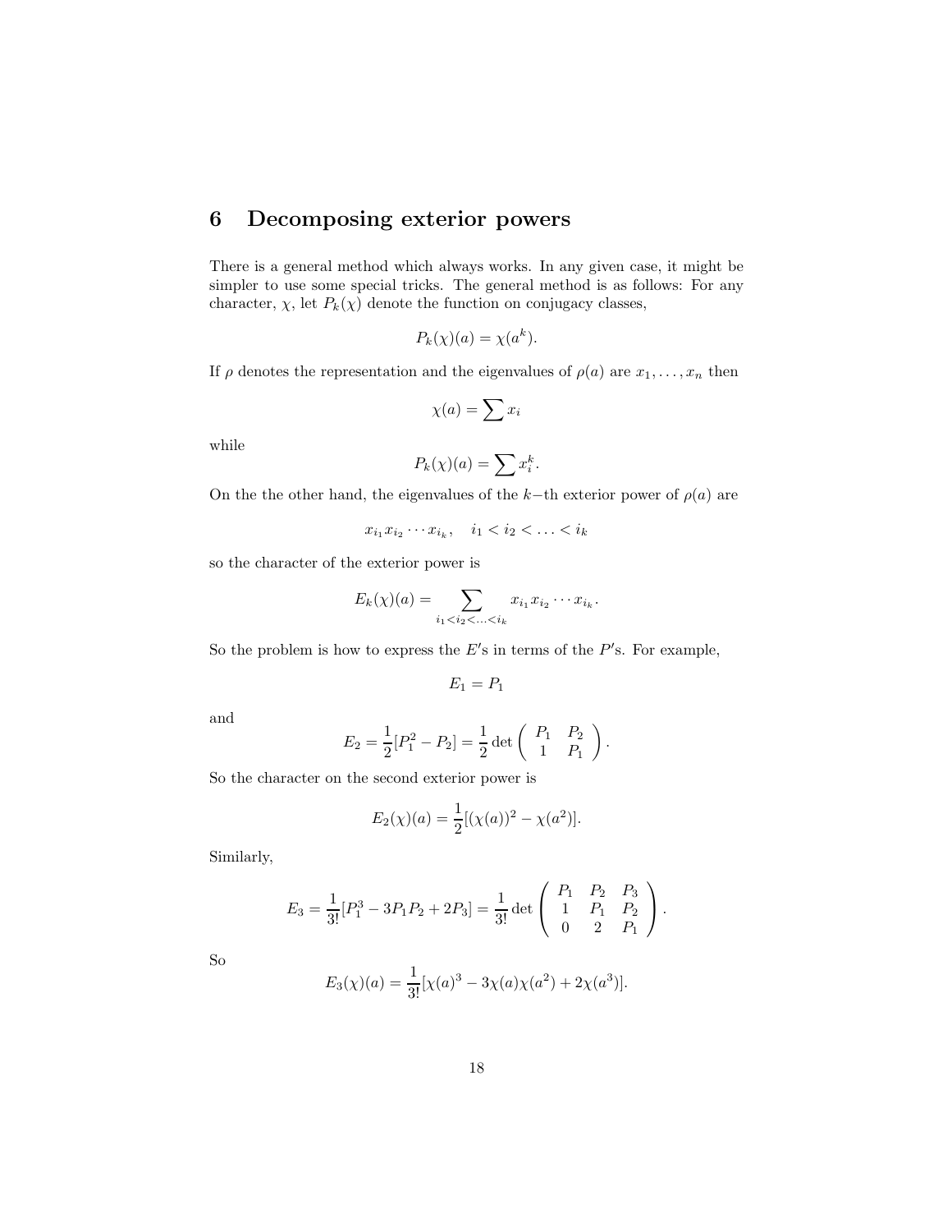# 6 Decomposing exterior powers

There is a general method which always works. In any given case, it might be simpler to use some special tricks. The general method is as follows: For any character, $\chi$, let $P_k(\chi)$ denote the function on conjugacy classes,

$$P_k(\chi)(a) = \chi(a^k).$$

If $\rho$ denotes the representation and the eigenvalues of $\rho(a)$ are $x_1, \ldots, x_n$ then

$$\chi(a) = \sum x_i$$

while

$$P_k(\chi)(a) = \sum x_i^k.$$

On the the other hand, the eigenvalues of the $k-$th exterior power of $\rho(a)$ are

$$x_{i_1} x_{i_2} \cdots x_{i_k}, \quad i_1 < i_2 < \ldots < i_k$$

so the character of the exterior power is

$$E_k(\chi)(a) = \sum_{i_1 < i_2 < \ldots < i_k} x_{i_1} x_{i_2} \cdots x_{i_k}.$$

So the problem is how to express the $E'$s in terms of the $P'$s. For example,

$$E_1 = P_1$$

and

$$E_2 = \frac{1}{2}[P_1^2 - P_2] = \frac{1}{2} \det \begin{pmatrix} P_1 & P_2 \\ 1 & P_1 \end{pmatrix}.$$

So the character on the second exterior power is

$$E_2(\chi)(a) = \frac{1}{2}[(\chi(a))^2 - \chi(a^2)].$$

Similarly,

$$E_3 = \frac{1}{3!}[P_1^3 - 3P_1P_2 + 2P_3] = \frac{1}{3!} \det \begin{pmatrix} P_1 & P_2 & P_3 \\ 1 & P_1 & P_2 \\ 0 & 2 & P_1 \end{pmatrix}.$$

So

$$E_3(\chi)(a) = \frac{1}{3!}[\chi(a)^3 - 3\chi(a)\chi(a^2) + 2\chi(a^3)].$$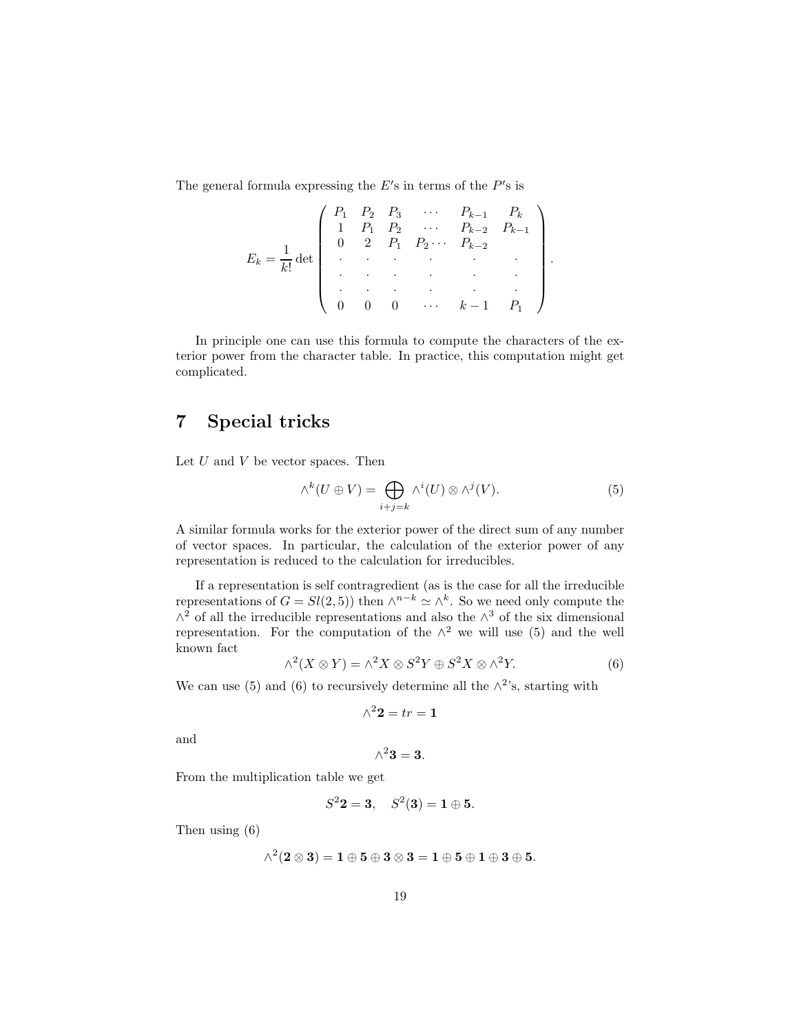The general formula expressing the $E'$s in terms of the $P'$s is

$$
E_k = \frac{1}{k!} \det \begin{pmatrix} P_1 & P_2 & P_3 & \cdots & P_{k-1} & P_k \\ 1 & P_1 & P_2 & \cdots & P_{k-2} & P_{k-1} \\ 0 & 2 & P_1 & P_2 \cdots & P_{k-2} & \\ \cdot & \cdot & \cdot & \cdot & \cdot & \cdot \\ \cdot & \cdot & \cdot & \cdot & \cdot & \cdot \\ \cdot & \cdot & \cdot & \cdot & \cdot & \cdot \\ 0 & 0 & 0 & \cdots & k-1 & P_1 \end{pmatrix}.
$$

In principle one can use this formula to compute the characters of the exterior power from the character table. In practice, this computation might get complicated.

# 7 Special tricks

Let $U$ and $V$ be vector spaces. Then

$$
\wedge^k(U \oplus V) = \bigoplus_{i+j=k} \wedge^i(U) \otimes \wedge^j(V). \tag{5}
$$

A similar formula works for the exterior power of the direct sum of any number of vector spaces. In particular, the calculation of the exterior power of any representation is reduced to the calculation for irreducibles.

If a representation is self contragredient (as is the case for all the irreducible representations of $G = Sl(2,5)$) then $\wedge^{n-k} \simeq \wedge^k$. So we need only compute the $\wedge^2$ of all the irreducible representations and also the $\wedge^3$ of the six dimensional representation. For the computation of the $\wedge^2$ we will use (5) and the well known fact

$$
\wedge^2(X \otimes Y) = \wedge^2 X \otimes S^2 Y \oplus S^2 X \otimes \wedge^2 Y. \tag{6}
$$

We can use (5) and (6) to recursively determine all the $\wedge^2$'s, starting with

$$
\wedge^2 \mathbf{2} = tr = \mathbf{1}
$$

and

$$
\wedge^2 \mathbf{3} = \mathbf{3}.
$$

From the multiplication table we get

$$
S^2 \mathbf{2} = \mathbf{3}, \quad S^2(\mathbf{3}) = \mathbf{1} \oplus \mathbf{5}.
$$

Then using (6)

$$
\wedge^2(\mathbf{2} \otimes \mathbf{3}) = \mathbf{1} \oplus \mathbf{5} \oplus \mathbf{3} \otimes \mathbf{3} = \mathbf{1} \oplus \mathbf{5} \oplus \mathbf{1} \oplus \mathbf{3} \oplus \mathbf{5}.
$$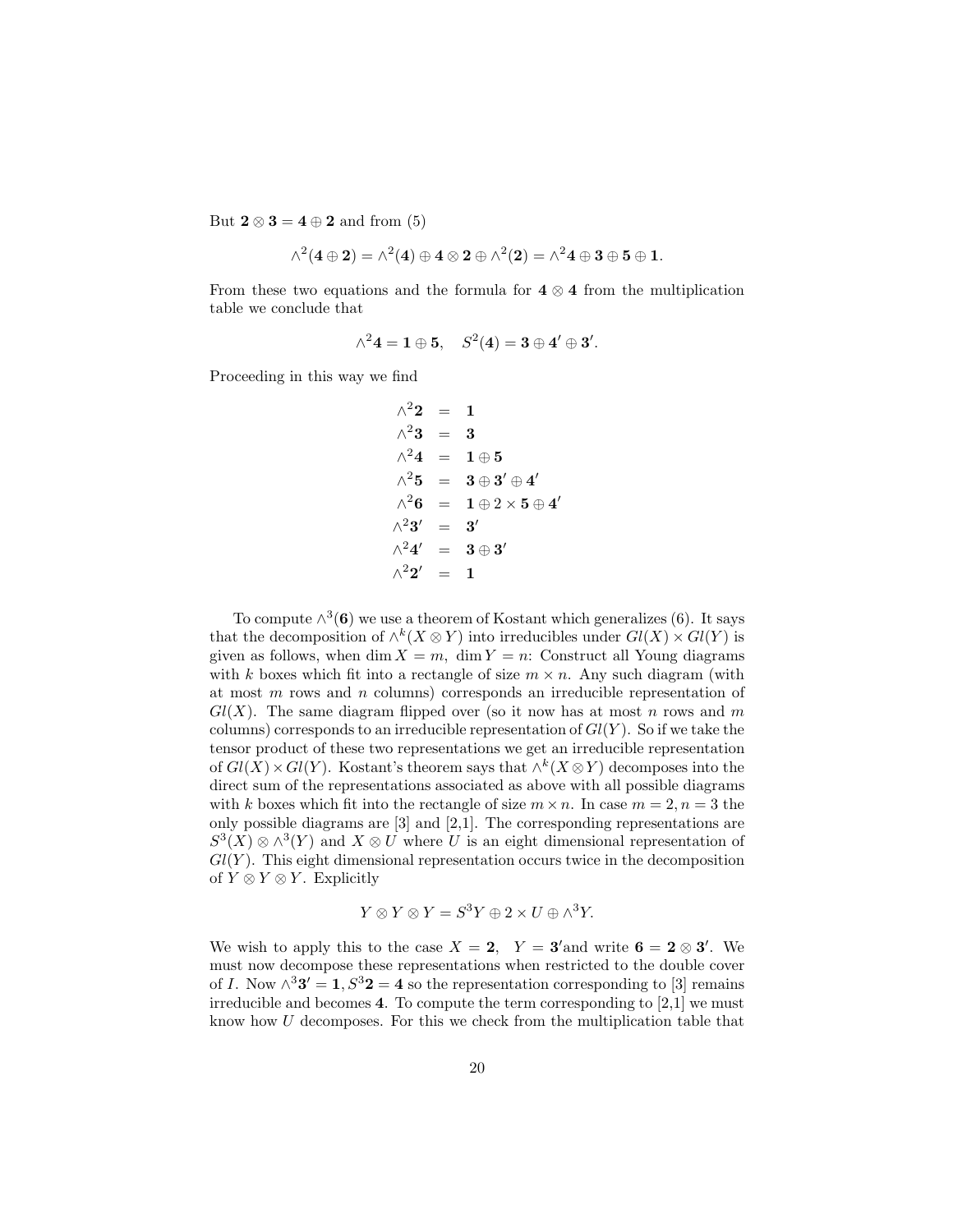But $\mathbf{2} \otimes \mathbf{3} = \mathbf{4} \oplus \mathbf{2}$ and from (5)

$$\wedge^2(\mathbf{4} \oplus \mathbf{2}) = \wedge^2(\mathbf{4}) \oplus \mathbf{4} \otimes \mathbf{2} \oplus \wedge^2(\mathbf{2}) = \wedge^2\mathbf{4} \oplus \mathbf{3} \oplus \mathbf{5} \oplus \mathbf{1}.$$

From these two equations and the formula for $\mathbf{4} \otimes \mathbf{4}$ from the multiplication table we conclude that

$$\wedge^2\mathbf{4} = \mathbf{1} \oplus \mathbf{5}, \quad S^2(\mathbf{4}) = \mathbf{3} \oplus \mathbf{4}' \oplus \mathbf{3}'.$$

Proceeding in this way we find

$$\begin{aligned}
\wedge^2\mathbf{2} &= \mathbf{1} \\
\wedge^2\mathbf{3} &= \mathbf{3} \\
\wedge^2\mathbf{4} &= \mathbf{1} \oplus \mathbf{5} \\
\wedge^2\mathbf{5} &= \mathbf{3} \oplus \mathbf{3}' \oplus \mathbf{4}' \\
\wedge^2\mathbf{6} &= \mathbf{1} \oplus 2 \times \mathbf{5} \oplus \mathbf{4}' \\
\wedge^2\mathbf{3}' &= \mathbf{3}' \\
\wedge^2\mathbf{4}' &= \mathbf{3} \oplus \mathbf{3}' \\
\wedge^2\mathbf{2}' &= \mathbf{1}
\end{aligned}$$

To compute $\wedge^3(\mathbf{6})$ we use a theorem of Kostant which generalizes (6). It says that the decomposition of $\wedge^k(X \otimes Y)$ into irreducibles under $Gl(X) \times Gl(Y)$ is given as follows, when $\dim X = m,\ \dim Y = n$: Construct all Young diagrams with $k$ boxes which fit into a rectangle of size $m \times n$. Any such diagram (with at most $m$ rows and $n$ columns) corresponds an irreducible representation of $Gl(X)$. The same diagram flipped over (so it now has at most $n$ rows and $m$ columns) corresponds to an irreducible representation of $Gl(Y)$. So if we take the tensor product of these two representations we get an irreducible representation of $Gl(X) \times Gl(Y)$. Kostant's theorem says that $\wedge^k(X \otimes Y)$ decomposes into the direct sum of the representations associated as above with all possible diagrams with $k$ boxes which fit into the rectangle of size $m \times n$. In case $m = 2, n = 3$ the only possible diagrams are [3] and [2,1]. The corresponding representations are $S^3(X) \otimes \wedge^3(Y)$ and $X \otimes U$ where $U$ is an eight dimensional representation of $Gl(Y)$. This eight dimensional representation occurs twice in the decomposition of $Y \otimes Y \otimes Y$. Explicitly

$$Y \otimes Y \otimes Y = S^3 Y \oplus 2 \times U \oplus \wedge^3 Y.$$

We wish to apply this to the case $X = \mathbf{2}, \quad Y = \mathbf{3}'$and write $\mathbf{6} = \mathbf{2} \otimes \mathbf{3}'$. We must now decompose these representations when restricted to the double cover of $I$. Now $\wedge^3\mathbf{3}' = \mathbf{1}, S^3\mathbf{2} = \mathbf{4}$ so the representation corresponding to [3] remains irreducible and becomes $\mathbf{4}$. To compute the term corresponding to [2,1] we must know how $U$ decomposes. For this we check from the multiplication table that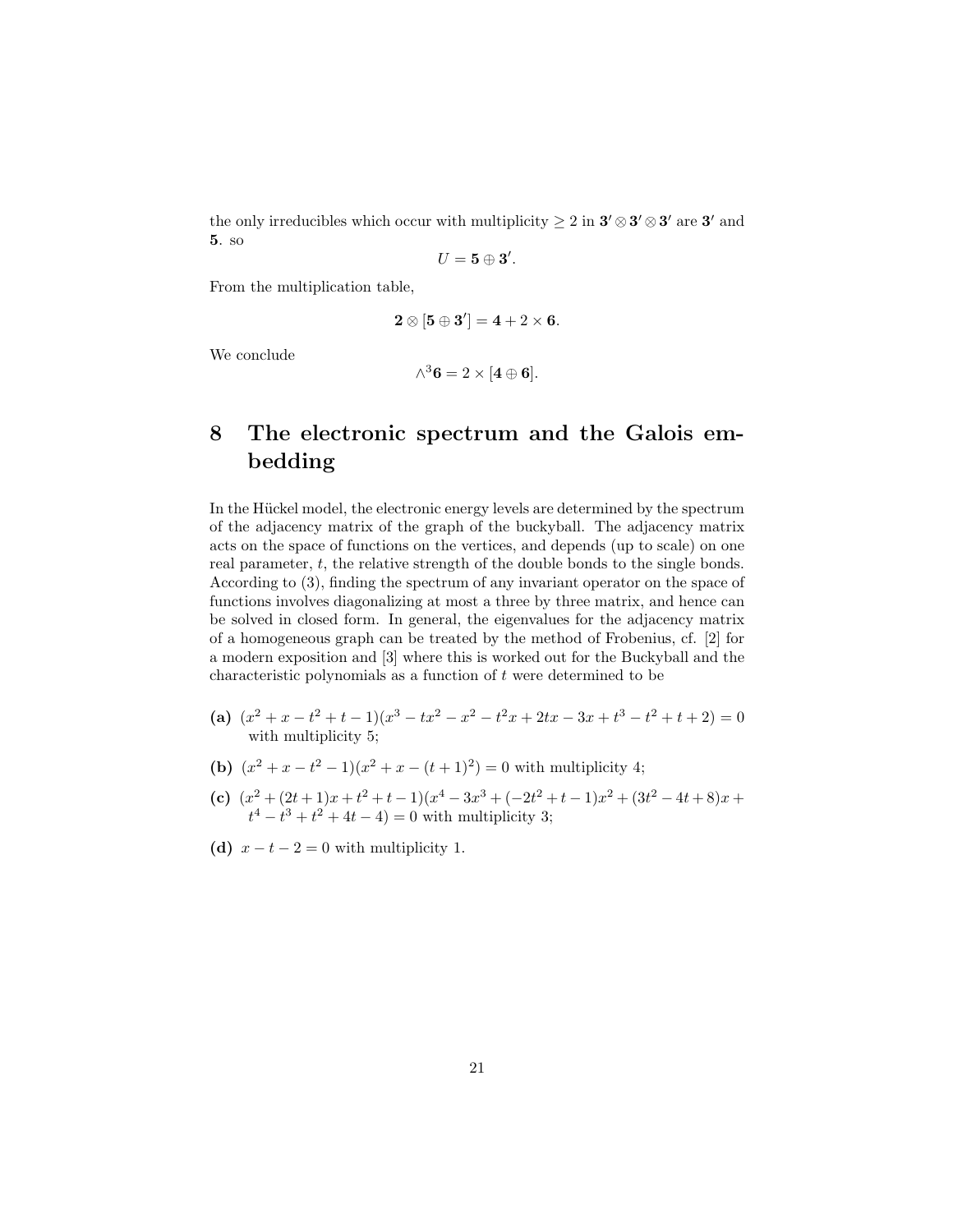the only irreducibles which occur with multiplicity $\geq 2$ in $\mathbf{3}' \otimes \mathbf{3}' \otimes \mathbf{3}'$ are $\mathbf{3}'$ and $\mathbf{5}$. so

$$U = \mathbf{5} \oplus \mathbf{3}'.$$

From the multiplication table,

$$\mathbf{2} \otimes [\mathbf{5} \oplus \mathbf{3}'] = \mathbf{4} + 2 \times \mathbf{6}.$$

We conclude

$$\wedge^3 \mathbf{6} = 2 \times [\mathbf{4} \oplus \mathbf{6}].$$

# 8 The electronic spectrum and the Galois embedding

In the Hückel model, the electronic energy levels are determined by the spectrum of the adjacency matrix of the graph of the buckyball. The adjacency matrix acts on the space of functions on the vertices, and depends (up to scale) on one real parameter, $t$, the relative strength of the double bonds to the single bonds. According to (3), finding the spectrum of any invariant operator on the space of functions involves diagonalizing at most a three by three matrix, and hence can be solved in closed form. In general, the eigenvalues for the adjacency matrix of a homogeneous graph can be treated by the method of Frobenius, cf. [2] for a modern exposition and [3] where this is worked out for the Buckyball and the characteristic polynomials as a function of $t$ were determined to be

**(a)** $(x^2 + x - t^2 + t - 1)(x^3 - tx^2 - x^2 - t^2 x + 2tx - 3x + t^3 - t^2 + t + 2) = 0$ with multiplicity 5;

**(b)** $(x^2 + x - t^2 - 1)(x^2 + x - (t + 1)^2) = 0$ with multiplicity 4;

**(c)** $(x^2 + (2t + 1)x + t^2 + t - 1)(x^4 - 3x^3 + (-2t^2 + t - 1)x^2 + (3t^2 - 4t + 8)x + t^4 - t^3 + t^2 + 4t - 4) = 0$ with multiplicity 3;

**(d)** $x - t - 2 = 0$ with multiplicity 1.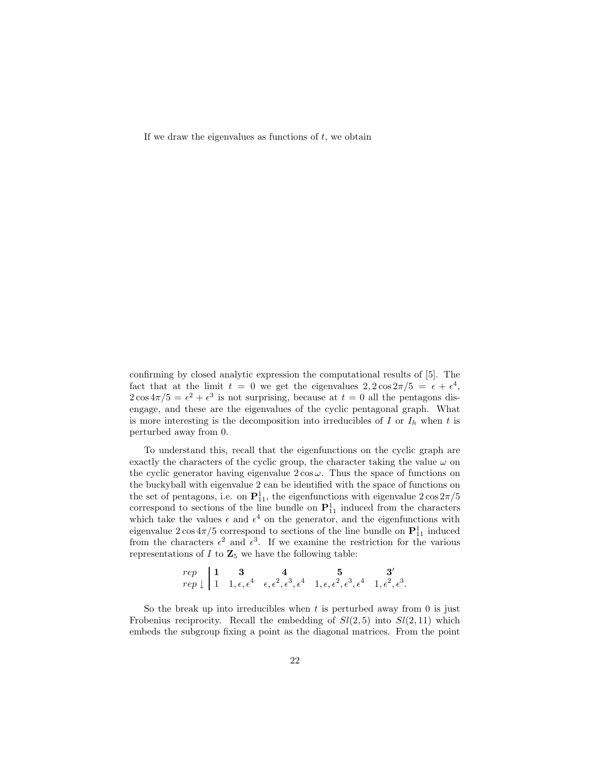If we draw the eigenvalues as functions of $t$, we obtain

confirming by closed analytic expression the computational results of [5]. The fact that at the limit $t = 0$ we get the eigenvalues $2, 2\cos 2\pi/5 = \epsilon + \epsilon^4$, $2\cos 4\pi/5 = \epsilon^2 + \epsilon^3$ is not surprising, because at $t = 0$ all the pentagons disengage, and these are the eigenvalues of the cyclic pentagonal graph. What is more interesting is the decomposition into irreducibles of $I$ or $I_h$ when $t$ is perturbed away from 0.

To understand this, recall that the eigenfunctions on the cyclic graph are exactly the characters of the cyclic group, the character taking the value $\omega$ on the cyclic generator having eigenvalue $2\cos\omega$. Thus the space of functions on the buckyball with eigenvalue 2 can be identified with the space of functions on the set of pentagons, i.e. on $\mathbf{P}^1_{11}$, the eigenfunctions with eigenvalue $2\cos 2\pi/5$ correspond to sections of the line bundle on $\mathbf{P}^1_{11}$ induced from the characters which take the values $\epsilon$ and $\epsilon^4$ on the generator, and the eigenfunctions with eigenvalue $2\cos 4\pi/5$ correspond to sections of the line bundle on $\mathbf{P}^1_{11}$ induced from the characters $\epsilon^2$ and $\epsilon^3$. If we examine the restriction for the various representations of $I$ to $\mathbf{Z}_5$ we have the following table:

| $rep$ | $\mathbf{1}$ | $\mathbf{3}$ | $\mathbf{4}$ | $\mathbf{5}$ | $\mathbf{3'}$ |
|---|---|---|---|---|---|
| $rep \downarrow$ | $1$ | $1, \epsilon, \epsilon^4$ | $\epsilon, \epsilon^2, \epsilon^3, \epsilon^4$ | $1, \epsilon, \epsilon^2, \epsilon^3, \epsilon^4$ | $1, \epsilon^2, \epsilon^3$. |

So the break up into irreducibles when $t$ is perturbed away from 0 is just Frobenius reciprocity. Recall the embedding of $Sl(2, 5)$ into $Sl(2, 11)$ which embeds the subgroup fixing a point as the diagonal matrices. From the point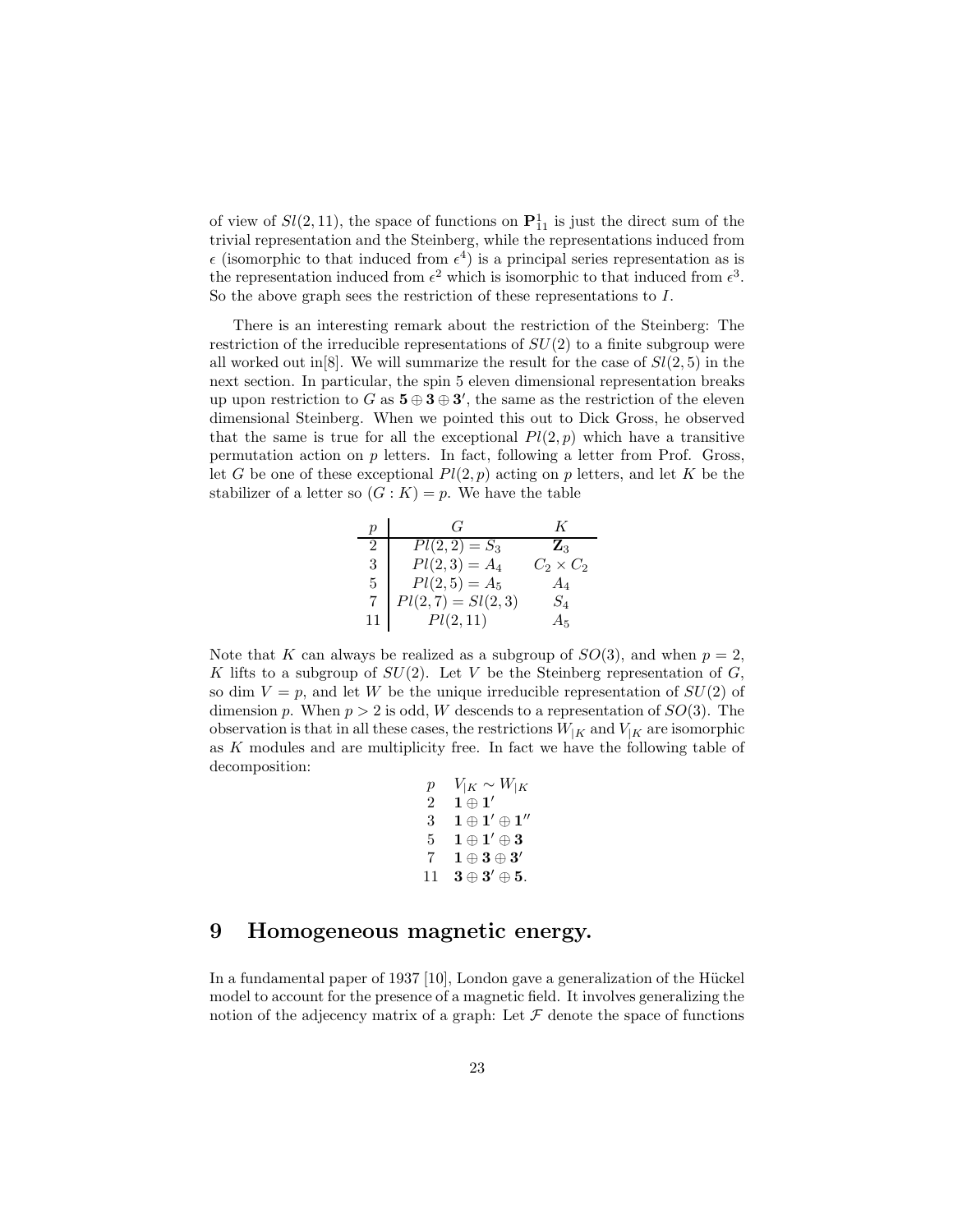of view of $Sl(2, 11)$, the space of functions on $\mathbf{P}^1_{11}$ is just the direct sum of the trivial representation and the Steinberg, while the representations induced from $\epsilon$ (isomorphic to that induced from $\epsilon^4$) is a principal series representation as is the representation induced from $\epsilon^2$ which is isomorphic to that induced from $\epsilon^3$. So the above graph sees the restriction of these representations to $I$.

There is an interesting remark about the restriction of the Steinberg: The restriction of the irreducible representations of $SU(2)$ to a finite subgroup were all worked out in[8]. We will summarize the result for the case of $Sl(2, 5)$ in the next section. In particular, the spin 5 eleven dimensional representation breaks up upon restriction to $G$ as $\mathbf{5} \oplus \mathbf{3} \oplus \mathbf{3}'$, the same as the restriction of the eleven dimensional Steinberg. When we pointed this out to Dick Gross, he observed that the same is true for all the exceptional $Pl(2, p)$ which have a transitive permutation action on $p$ letters. In fact, following a letter from Prof. Gross, let $G$ be one of these exceptional $Pl(2, p)$ acting on $p$ letters, and let $K$ be the stabilizer of a letter so $(G : K) = p$. We have the table

| $p$ | $G$ | $K$ |
|---|---|---|
| 2 | $Pl(2, 2) = S_3$ | $\mathbf{Z}_3$ |
| 3 | $Pl(2, 3) = A_4$ | $C_2 \times C_2$ |
| 5 | $Pl(2, 5) = A_5$ | $A_4$ |
| 7 | $Pl(2, 7) = Sl(2, 3)$ | $S_4$ |
| 11 | $Pl(2, 11)$ | $A_5$ |

Note that $K$ can always be realized as a subgroup of $SO(3)$, and when $p = 2$, $K$ lifts to a subgroup of $SU(2)$. Let $V$ be the Steinberg representation of $G$, so $\dim V = p$, and let $W$ be the unique irreducible representation of $SU(2)$ of dimension $p$. When $p > 2$ is odd, $W$ descends to a representation of $SO(3)$. The observation is that in all these cases, the restrictions $W_{|K}$ and $V_{|K}$ are isomorphic as $K$ modules and are multiplicity free. In fact we have the following table of decomposition:

| $p$ | $V_{\vert K} \sim W_{\vert K}$ |
|---|---|
| 2 | $\mathbf{1} \oplus \mathbf{1}'$ |
| 3 | $\mathbf{1} \oplus \mathbf{1}' \oplus \mathbf{1}''$ |
| 5 | $\mathbf{1} \oplus \mathbf{1}' \oplus \mathbf{3}$ |
| 7 | $\mathbf{1} \oplus \mathbf{3} \oplus \mathbf{3}'$ |
| 11 | $\mathbf{3} \oplus \mathbf{3}' \oplus \mathbf{5}$. |

# 9 Homogeneous magnetic energy.

In a fundamental paper of 1937 [10], London gave a generalization of the Hückel model to account for the presence of a magnetic field. It involves generalizing the notion of the adjecency matrix of a graph: Let $\mathcal{F}$ denote the space of functions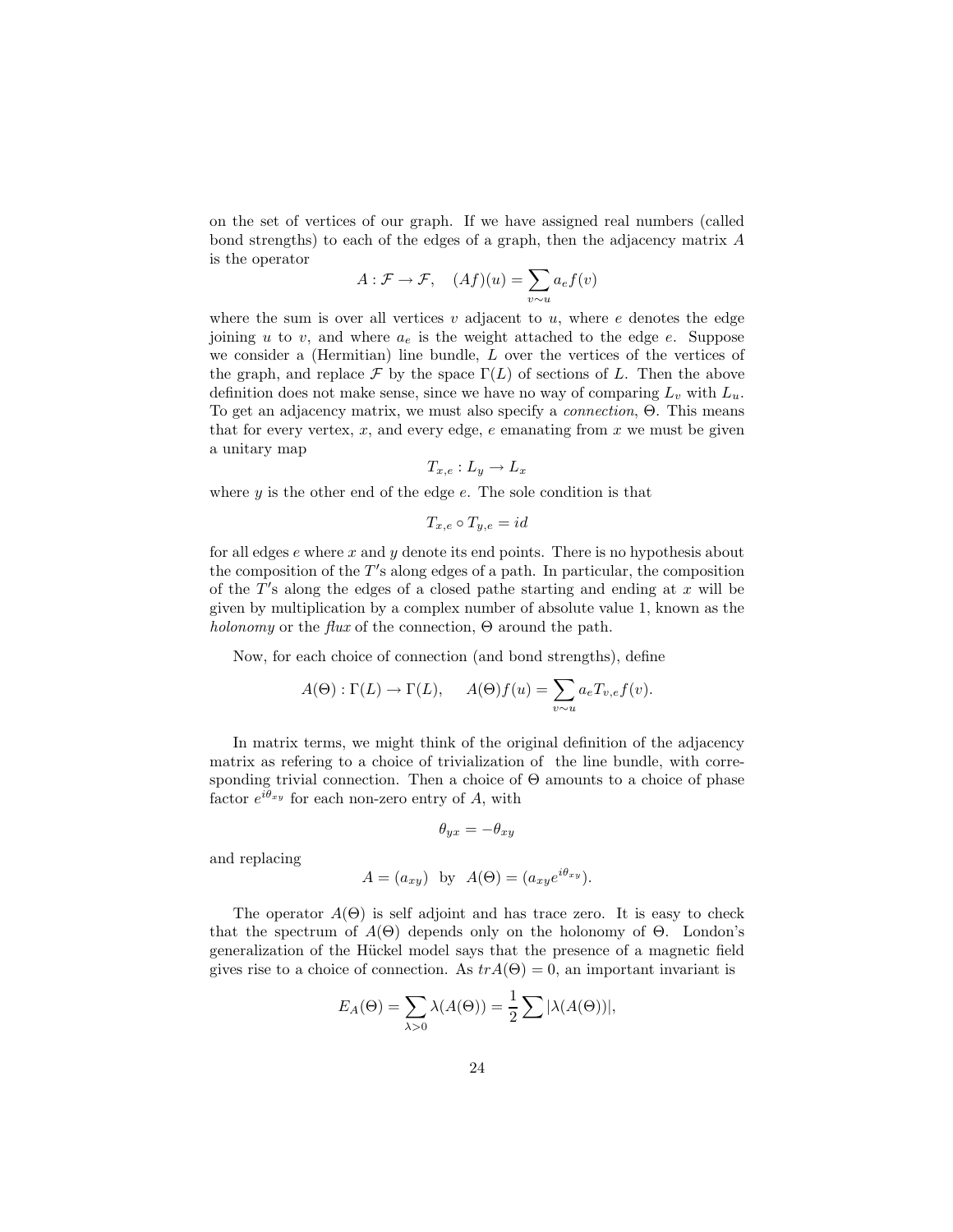on the set of vertices of our graph. If we have assigned real numbers (called bond strengths) to each of the edges of a graph, then the adjacency matrix $A$ is the operator

$$A : \mathcal{F} \to \mathcal{F}, \quad (Af)(u) = \sum_{v \sim u} a_e f(v)$$

where the sum is over all vertices $v$ adjacent to $u$, where $e$ denotes the edge joining $u$ to $v$, and where $a_e$ is the weight attached to the edge $e$. Suppose we consider a (Hermitian) line bundle, $L$ over the vertices of the vertices of the graph, and replace $\mathcal{F}$ by the space $\Gamma(L)$ of sections of $L$. Then the above definition does not make sense, since we have no way of comparing $L_v$ with $L_u$. To get an adjacency matrix, we must also specify a *connection*, $\Theta$. This means that for every vertex, $x$, and every edge, $e$ emanating from $x$ we must be given a unitary map

$$T_{x,e} : L_y \to L_x$$

where $y$ is the other end of the edge $e$. The sole condition is that

$$T_{x,e} \circ T_{y,e} = id$$

for all edges $e$ where $x$ and $y$ denote its end points. There is no hypothesis about the composition of the $T'$s along edges of a path. In particular, the composition of the $T'$s along the edges of a closed pathe starting and ending at $x$ will be given by multiplication by a complex number of absolute value 1, known as the *holonomy* or the *flux* of the connection, $\Theta$ around the path.

Now, for each choice of connection (and bond strengths), define

$$A(\Theta) : \Gamma(L) \to \Gamma(L), \qquad A(\Theta)f(u) = \sum_{v \sim u} a_e T_{v,e} f(v).$$

In matrix terms, we might think of the original definition of the adjacency matrix as refering to a choice of trivialization of the line bundle, with corresponding trivial connection. Then a choice of $\Theta$ amounts to a choice of phase factor $e^{i\theta_{xy}}$ for each non-zero entry of $A$, with

$$\theta_{yx} = -\theta_{xy}$$

and replacing

$$A = (a_{xy}) \;\text{ by }\; A(\Theta) = (a_{xy} e^{i\theta_{xy}}).$$

The operator $A(\Theta)$ is self adjoint and has trace zero. It is easy to check that the spectrum of $A(\Theta)$ depends only on the holonomy of $\Theta$. London's generalization of the Hückel model says that the presence of a magnetic field gives rise to a choice of connection. As $trA(\Theta) = 0$, an important invariant is

$$E_A(\Theta) = \sum_{\lambda > 0} \lambda(A(\Theta)) = \frac{1}{2} \sum |\lambda(A(\Theta))|,$$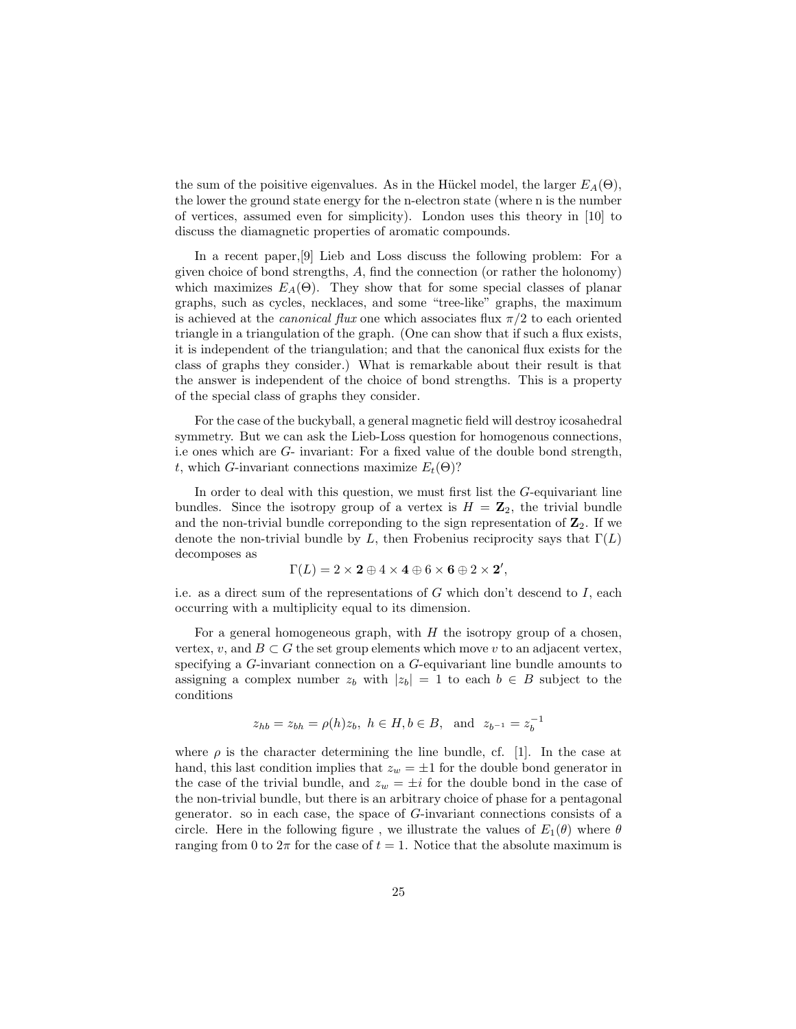the sum of the poisitive eigenvalues. As in the Hückel model, the larger $E_A(\Theta)$, the lower the ground state energy for the n-electron state (where n is the number of vertices, assumed even for simplicity). London uses this theory in [10] to discuss the diamagnetic properties of aromatic compounds.

In a recent paper,[9] Lieb and Loss discuss the following problem: For a given choice of bond strengths, $A$, find the connection (or rather the holonomy) which maximizes $E_A(\Theta)$. They show that for some special classes of planar graphs, such as cycles, necklaces, and some "tree-like" graphs, the maximum is achieved at the *canonical flux* one which associates flux $\pi/2$ to each oriented triangle in a triangulation of the graph. (One can show that if such a flux exists, it is independent of the triangulation; and that the canonical flux exists for the class of graphs they consider.) What is remarkable about their result is that the answer is independent of the choice of bond strengths. This is a property of the special class of graphs they consider.

For the case of the buckyball, a general magnetic field will destroy icosahedral symmetry. But we can ask the Lieb-Loss question for homogenous connections, i.e ones which are $G$- invariant: For a fixed value of the double bond strength, $t$, which $G$-invariant connections maximize $E_t(\Theta)$?

In order to deal with this question, we must first list the $G$-equivariant line bundles. Since the isotropy group of a vertex is $H = \mathbf{Z}_2$, the trivial bundle and the non-trivial bundle correponding to the sign representation of $\mathbf{Z}_2$. If we denote the non-trivial bundle by $L$, then Frobenius reciprocity says that $\Gamma(L)$ decomposes as

$$\Gamma(L) = 2 \times \mathbf{2} \oplus 4 \times \mathbf{4} \oplus 6 \times \mathbf{6} \oplus 2 \times \mathbf{2}',$$

i.e. as a direct sum of the representations of $G$ which don't descend to $I$, each occurring with a multiplicity equal to its dimension.

For a general homogeneous graph, with $H$ the isotropy group of a chosen, vertex, $v$, and $B \subset G$ the set group elements which move $v$ to an adjacent vertex, specifying a $G$-invariant connection on a $G$-equivariant line bundle amounts to assigning a complex number $z_b$ with $|z_b| = 1$ to each $b \in B$ subject to the conditions

$$z_{hb} = z_{bh} = \rho(h) z_b, \ h \in H, b \in B, \ \text{ and } \ z_{b^{-1}} = z_b^{-1}$$

where $\rho$ is the character determining the line bundle, cf. [1]. In the case at hand, this last condition implies that $z_w = \pm 1$ for the double bond generator in the case of the trivial bundle, and $z_w = \pm i$ for the double bond in the case of the non-trivial bundle, but there is an arbitrary choice of phase for a pentagonal generator. so in each case, the space of $G$-invariant connections consists of a circle. Here in the following figure , we illustrate the values of $E_1(\theta)$ where $\theta$ ranging from 0 to $2\pi$ for the case of $t = 1$. Notice that the absolute maximum is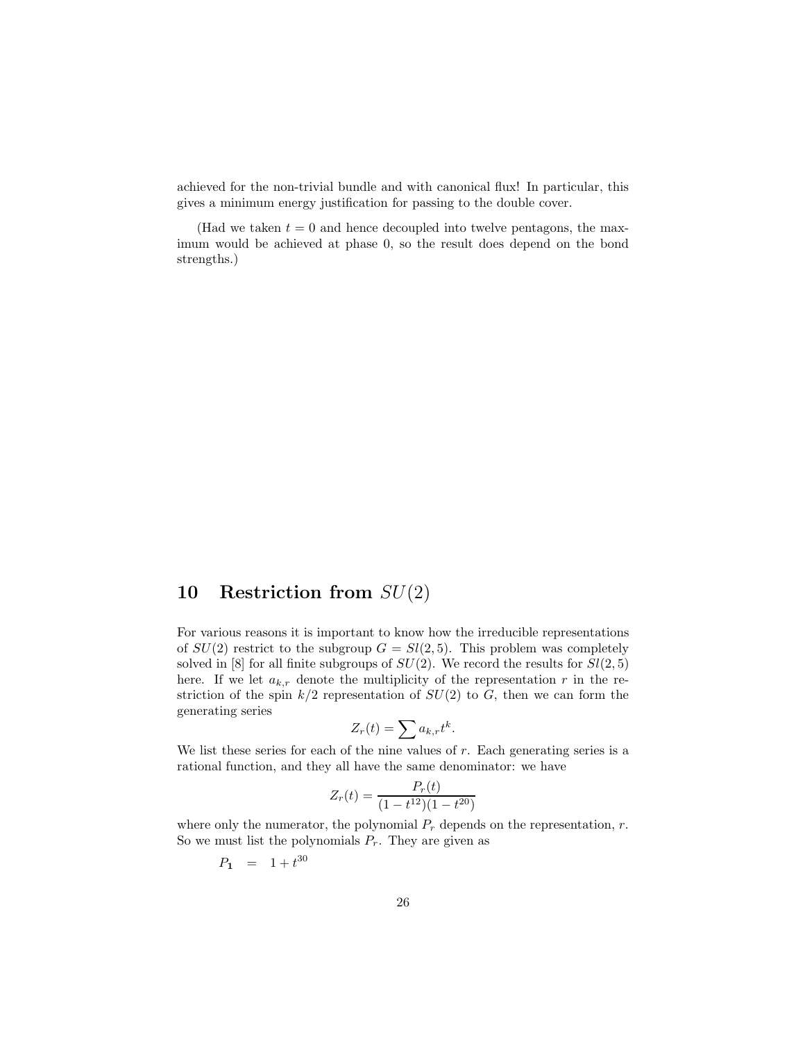achieved for the non-trivial bundle and with canonical flux! In particular, this gives a minimum energy justification for passing to the double cover.

(Had we taken $t = 0$ and hence decoupled into twelve pentagons, the maximum would be achieved at phase 0, so the result does depend on the bond strengths.)

## 10 Restriction from $SU(2)$

For various reasons it is important to know how the irreducible representations of $SU(2)$ restrict to the subgroup $G = Sl(2,5)$. This problem was completely solved in [8] for all finite subgroups of $SU(2)$. We record the results for $Sl(2,5)$ here. If we let $a_{k,r}$ denote the multiplicity of the representation $r$ in the restriction of the spin $k/2$ representation of $SU(2)$ to $G$, then we can form the generating series

$$Z_r(t) = \sum a_{k,r} t^k.$$

We list these series for each of the nine values of $r$. Each generating series is a rational function, and they all have the same denominator: we have

$$Z_r(t) = \frac{P_r(t)}{(1-t^{12})(1-t^{20})}$$

where only the numerator, the polynomial $P_r$ depends on the representation, $r$. So we must list the polynomials $P_r$. They are given as

$$P_{\mathbf{1}} = 1 + t^{30}$$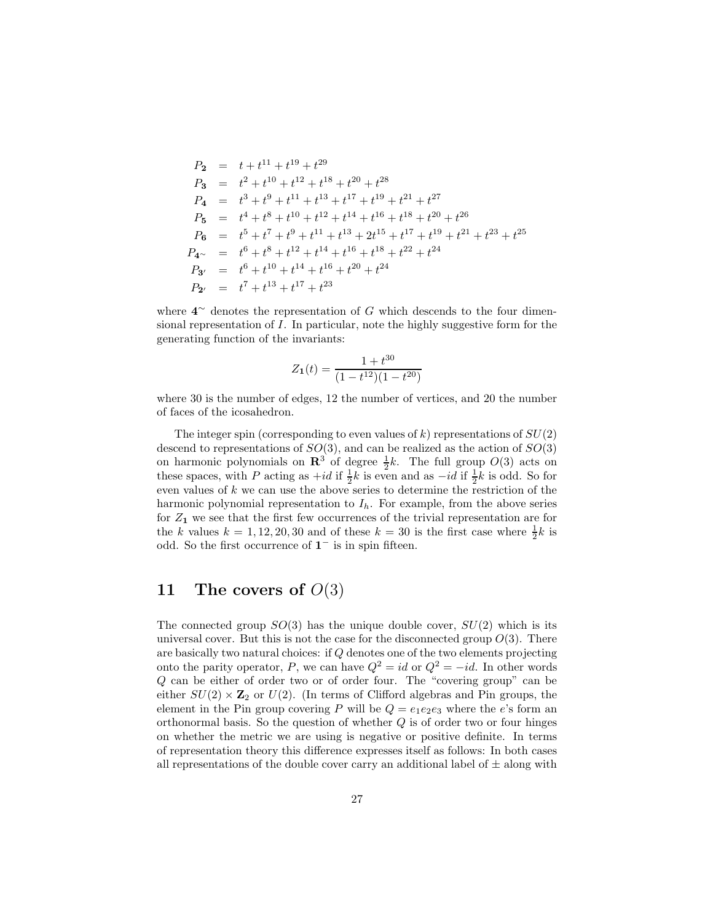$$
\begin{aligned}
P_{\mathbf{2}} &= t + t^{11} + t^{19} + t^{29} \\
P_{\mathbf{3}} &= t^2 + t^{10} + t^{12} + t^{18} + t^{20} + t^{28} \\
P_{\mathbf{4}} &= t^3 + t^9 + t^{11} + t^{13} + t^{17} + t^{19} + t^{21} + t^{27} \\
P_{\mathbf{5}} &= t^4 + t^8 + t^{10} + t^{12} + t^{14} + t^{16} + t^{18} + t^{20} + t^{26} \\
P_{\mathbf{6}} &= t^5 + t^7 + t^9 + t^{11} + t^{13} + 2t^{15} + t^{17} + t^{19} + t^{21} + t^{23} + t^{25} \\
P_{\mathbf{4}^\sim} &= t^6 + t^8 + t^{12} + t^{14} + t^{16} + t^{18} + t^{22} + t^{24} \\
P_{\mathbf{3}'} &= t^6 + t^{10} + t^{14} + t^{16} + t^{20} + t^{24} \\
P_{\mathbf{2}'} &= t^7 + t^{13} + t^{17} + t^{23}
\end{aligned}
$$

where $\mathbf{4}^\sim$ denotes the representation of $G$ which descends to the four dimensional representation of $I$. In particular, note the highly suggestive form for the generating function of the invariants:

$$
Z_{\mathbf{1}}(t) = \frac{1 + t^{30}}{(1 - t^{12})(1 - t^{20})}
$$

where 30 is the number of edges, 12 the number of vertices, and 20 the number of faces of the icosahedron.

The integer spin (corresponding to even values of $k$) representations of $SU(2)$ descend to representations of $SO(3)$, and can be realized as the action of $SO(3)$ on harmonic polynomials on $\mathbf{R}^3$ of degree $\frac{1}{2}k$. The full group $O(3)$ acts on these spaces, with $P$ acting as $+id$ if $\frac{1}{2}k$ is even and as $-id$ if $\frac{1}{2}k$ is odd. So for even values of $k$ we can use the above series to determine the restriction of the harmonic polynomial representation to $I_h$. For example, from the above series for $Z_{\mathbf{1}}$ we see that the first few occurrences of the trivial representation are for the $k$ values $k = 1, 12, 20, 30$ and of these $k = 30$ is the first case where $\frac{1}{2}k$ is odd. So the first occurrence of $\mathbf{1}^-$ is in spin fifteen.

# 11 The covers of $O(3)$

The connected group $SO(3)$ has the unique double cover, $SU(2)$ which is its universal cover. But this is not the case for the disconnected group $O(3)$. There are basically two natural choices: if $Q$ denotes one of the two elements projecting onto the parity operator, $P$, we can have $Q^2 = id$ or $Q^2 = -id$. In other words $Q$ can be either of order two or of order four. The "covering group" can be either $SU(2) \times \mathbf{Z}_2$ or $U(2)$. (In terms of Clifford algebras and Pin groups, the element in the Pin group covering $P$ will be $Q = e_1e_2e_3$ where the $e$'s form an orthonormal basis. So the question of whether $Q$ is of order two or four hinges on whether the metric we are using is negative or positive definite. In terms of representation theory this difference expresses itself as follows: In both cases all representations of the double cover carry an additional label of $\pm$ along with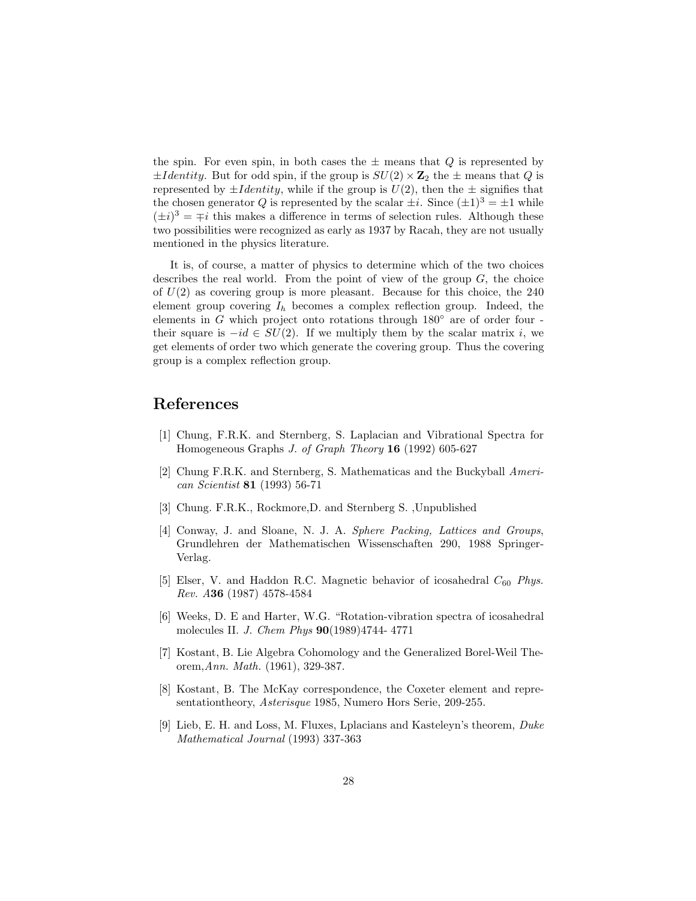the spin. For even spin, in both cases the $\pm$ means that $Q$ is represented by $\pm Identity$. But for odd spin, if the group is $SU(2) \times \mathbf{Z}_2$ the $\pm$ means that $Q$ is represented by $\pm Identity$, while if the group is $U(2)$, then the $\pm$ signifies that the chosen generator $Q$ is represented by the scalar $\pm i$. Since $(\pm 1)^3 = \pm 1$ while $(\pm i)^3 = \mp i$ this makes a difference in terms of selection rules. Although these two possibilities were recognized as early as 1937 by Racah, they are not usually mentioned in the physics literature.

It is, of course, a matter of physics to determine which of the two choices describes the real world. From the point of view of the group $G$, the choice of $U(2)$ as covering group is more pleasant. Because for this choice, the 240 element group covering $I_h$ becomes a complex reflection group. Indeed, the elements in $G$ which project onto rotations through $180^\circ$ are of order four - their square is $-id \in SU(2)$. If we multiply them by the scalar matrix $i$, we get elements of order two which generate the covering group. Thus the covering group is a complex reflection group.

## References

[1] Chung, F.R.K. and Sternberg, S. Laplacian and Vibrational Spectra for Homogeneous Graphs *J. of Graph Theory* **16** (1992) 605-627

[2] Chung F.R.K. and Sternberg, S. Mathematicas and the Buckyball *American Scientist* **81** (1993) 56-71

[3] Chung. F.R.K., Rockmore,D. and Sternberg S. ,Unpublished

[4] Conway, J. and Sloane, N. J. A. *Sphere Packing, Lattices and Groups*, Grundlehren der Mathematischen Wissenschaften 290, 1988 Springer-Verlag.

[5] Elser, V. and Haddon R.C. Magnetic behavior of icosahedral $C_{60}$ *Phys. Rev. A***36** (1987) 4578-4584

[6] Weeks, D. E and Harter, W.G. "Rotation-vibration spectra of icosahedral molecules II. *J. Chem Phys* **90**(1989)4744- 4771

[7] Kostant, B. Lie Algebra Cohomology and the Generalized Borel-Weil Theorem,*Ann. Math.* (1961), 329-387.

[8] Kostant, B. The McKay correspondence, the Coxeter element and representationtheory, *Asterisque* 1985, Numero Hors Serie, 209-255.

[9] Lieb, E. H. and Loss, M. Fluxes, Lplacians and Kasteleyn's theorem, *Duke Mathematical Journal* (1993) 337-363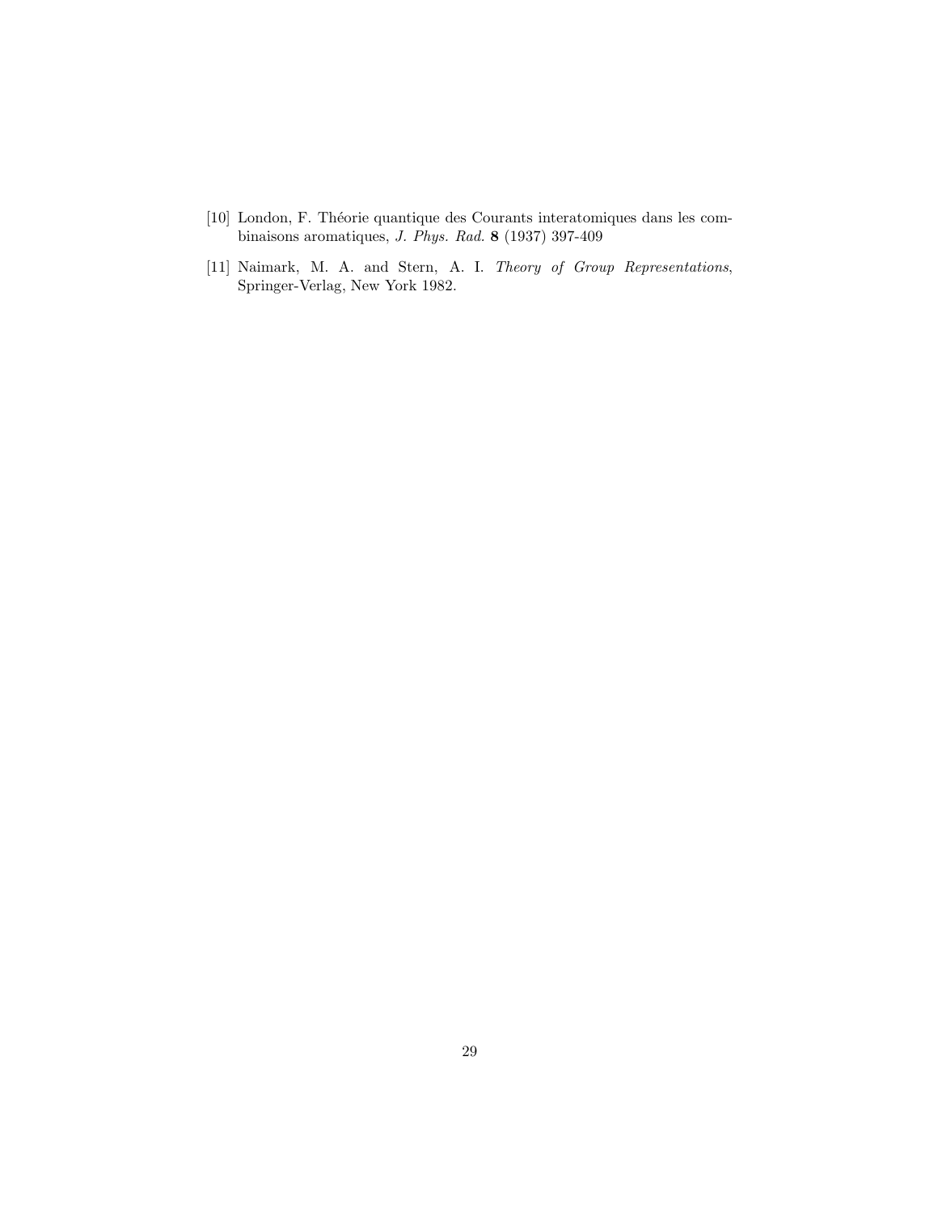[10] London, F. Théorie quantique des Courants interatomiques dans les combinaisons aromatiques, *J. Phys. Rad.* **8** (1937) 397-409

[11] Naimark, M. A. and Stern, A. I. *Theory of Group Representations*, Springer-Verlag, New York 1982.